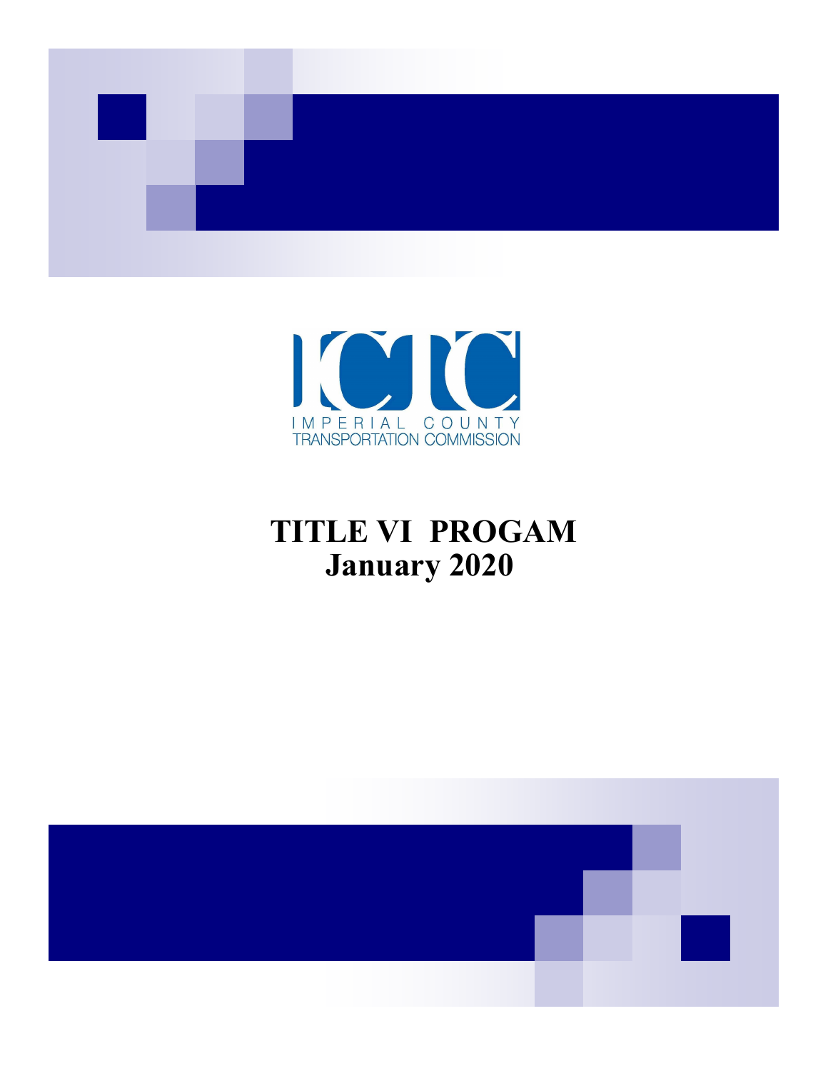ICTC

IMPERIAL COUNTY TRANSPORTATION COMMISSION

# TITLE VI PROGAM
# January 2020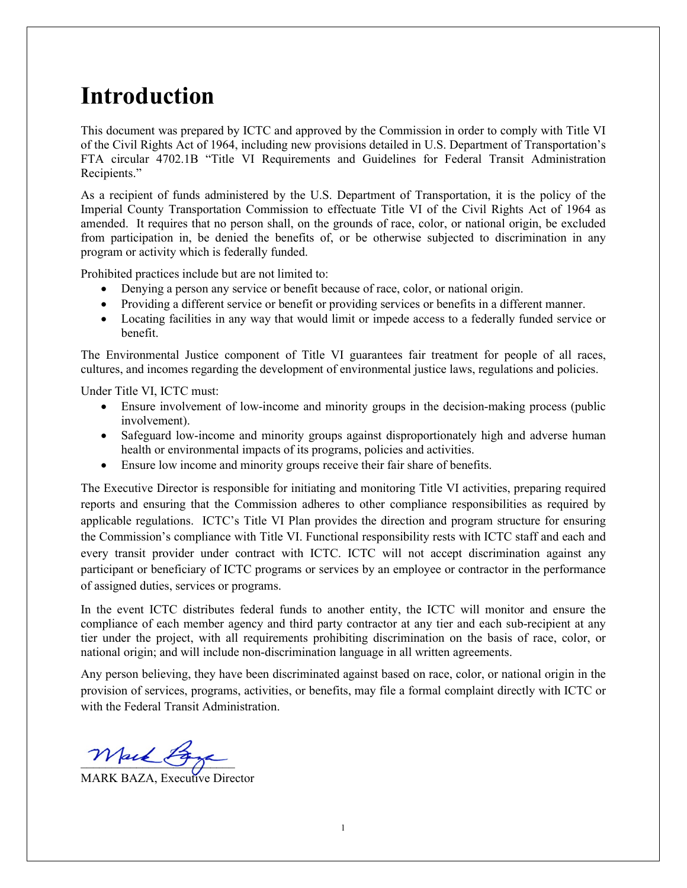# Introduction

This document was prepared by ICTC and approved by the Commission in order to comply with Title VI of the Civil Rights Act of 1964, including new provisions detailed in U.S. Department of Transportation's FTA circular 4702.1B "Title VI Requirements and Guidelines for Federal Transit Administration Recipients."

As a recipient of funds administered by the U.S. Department of Transportation, it is the policy of the Imperial County Transportation Commission to effectuate Title VI of the Civil Rights Act of 1964 as amended. It requires that no person shall, on the grounds of race, color, or national origin, be excluded from participation in, be denied the benefits of, or be otherwise subjected to discrimination in any program or activity which is federally funded.

Prohibited practices include but are not limited to:

- Denying a person any service or benefit because of race, color, or national origin.
- Providing a different service or benefit or providing services or benefits in a different manner.
- Locating facilities in any way that would limit or impede access to a federally funded service or benefit.

The Environmental Justice component of Title VI guarantees fair treatment for people of all races, cultures, and incomes regarding the development of environmental justice laws, regulations and policies.

Under Title VI, ICTC must:

- Ensure involvement of low-income and minority groups in the decision-making process (public involvement).
- Safeguard low-income and minority groups against disproportionately high and adverse human health or environmental impacts of its programs, policies and activities.
- Ensure low income and minority groups receive their fair share of benefits.

The Executive Director is responsible for initiating and monitoring Title VI activities, preparing required reports and ensuring that the Commission adheres to other compliance responsibilities as required by applicable regulations. ICTC's Title VI Plan provides the direction and program structure for ensuring the Commission's compliance with Title VI. Functional responsibility rests with ICTC staff and each and every transit provider under contract with ICTC. ICTC will not accept discrimination against any participant or beneficiary of ICTC programs or services by an employee or contractor in the performance of assigned duties, services or programs.

In the event ICTC distributes federal funds to another entity, the ICTC will monitor and ensure the compliance of each member agency and third party contractor at any tier and each sub-recipient at any tier under the project, with all requirements prohibiting discrimination on the basis of race, color, or national origin; and will include non-discrimination language in all written agreements.

Any person believing, they have been discriminated against based on race, color, or national origin in the provision of services, programs, activities, or benefits, may file a formal complaint directly with ICTC or with the Federal Transit Administration.

MARK BAZA, Executive Director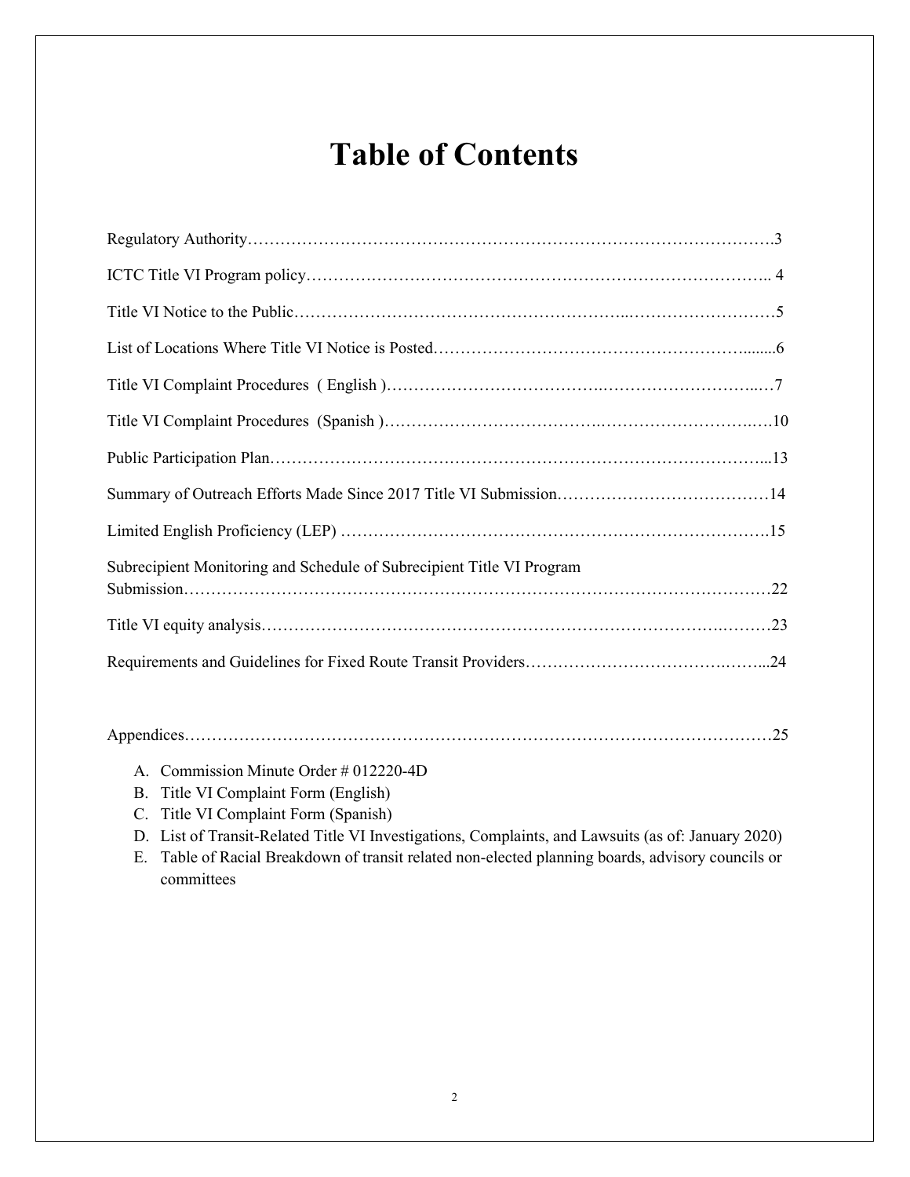# Table of Contents

Regulatory Authority……………………………………………………………………………………3

ICTC Title VI Program policy……………………………………………………………………….. 4

Title VI Notice to the Public……………………………………………………..………………………5

List of Locations Where Title VI Notice is Posted………………………………………………….......6

Title VI Complaint Procedures ( English )……………………………….………………………..…7

Title VI Complaint Procedures (Spanish )……………………………….………………………….…10

Public Participation Plan………………………………………………………………………………...13

Summary of Outreach Efforts Made Since 2017 Title VI Submission…………………………………14

Limited English Proficiency (LEP) …………………………………………………………………….15

Subrecipient Monitoring and Schedule of Subrecipient Title VI Program Submission…………………………………………………………………………………………22

Title VI equity analysis…………………………………………………………………….………23

Requirements and Guidelines for Fixed Route Transit Providers……………………………….……...24

Appendices……………………………………………………………………………………………25

A. Commission Minute Order # 012220-4D
B. Title VI Complaint Form (English)
C. Title VI Complaint Form (Spanish)
D. List of Transit-Related Title VI Investigations, Complaints, and Lawsuits (as of: January 2020)
E. Table of Racial Breakdown of transit related non-elected planning boards, advisory councils or committees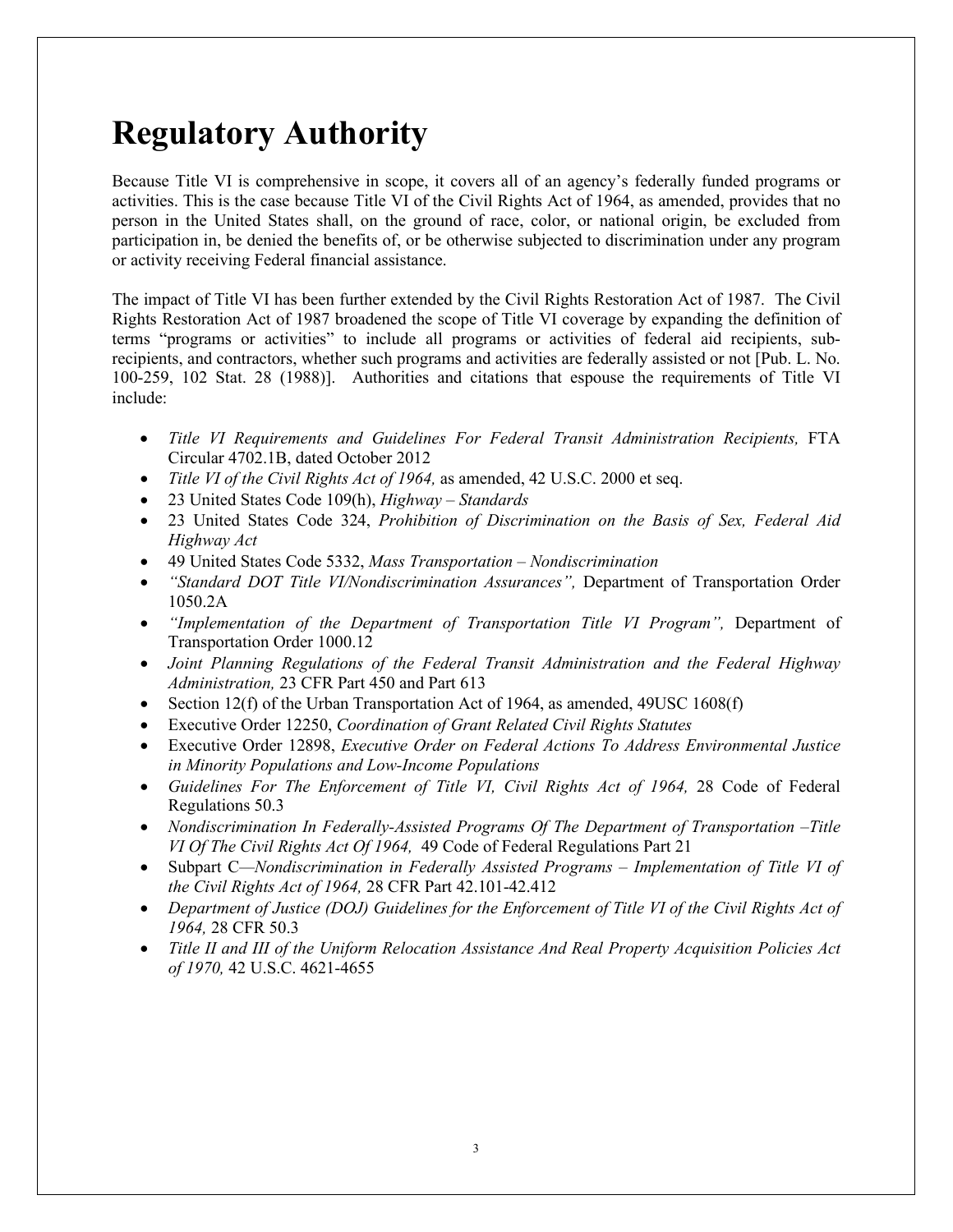# Regulatory Authority

Because Title VI is comprehensive in scope, it covers all of an agency's federally funded programs or activities. This is the case because Title VI of the Civil Rights Act of 1964, as amended, provides that no person in the United States shall, on the ground of race, color, or national origin, be excluded from participation in, be denied the benefits of, or be otherwise subjected to discrimination under any program or activity receiving Federal financial assistance.

The impact of Title VI has been further extended by the Civil Rights Restoration Act of 1987. The Civil Rights Restoration Act of 1987 broadened the scope of Title VI coverage by expanding the definition of terms "programs or activities" to include all programs or activities of federal aid recipients, sub-recipients, and contractors, whether such programs and activities are federally assisted or not [Pub. L. No. 100-259, 102 Stat. 28 (1988)]. Authorities and citations that espouse the requirements of Title VI include:

- *Title VI Requirements and Guidelines For Federal Transit Administration Recipients,* FTA Circular 4702.1B, dated October 2012
- *Title VI of the Civil Rights Act of 1964,* as amended, 42 U.S.C. 2000 et seq.
- 23 United States Code 109(h), *Highway – Standards*
- 23 United States Code 324, *Prohibition of Discrimination on the Basis of Sex, Federal Aid Highway Act*
- 49 United States Code 5332, *Mass Transportation – Nondiscrimination*
- *"Standard DOT Title VI/Nondiscrimination Assurances",* Department of Transportation Order 1050.2A
- *"Implementation of the Department of Transportation Title VI Program",* Department of Transportation Order 1000.12
- *Joint Planning Regulations of the Federal Transit Administration and the Federal Highway Administration,* 23 CFR Part 450 and Part 613
- Section 12(f) of the Urban Transportation Act of 1964, as amended, 49USC 1608(f)
- Executive Order 12250, *Coordination of Grant Related Civil Rights Statutes*
- Executive Order 12898, *Executive Order on Federal Actions To Address Environmental Justice in Minority Populations and Low-Income Populations*
- *Guidelines For The Enforcement of Title VI, Civil Rights Act of 1964,* 28 Code of Federal Regulations 50.3
- *Nondiscrimination In Federally-Assisted Programs Of The Department of Transportation –Title VI Of The Civil Rights Act Of 1964,* 49 Code of Federal Regulations Part 21
- Subpart C—*Nondiscrimination in Federally Assisted Programs – Implementation of Title VI of the Civil Rights Act of 1964,* 28 CFR Part 42.101-42.412
- *Department of Justice (DOJ) Guidelines for the Enforcement of Title VI of the Civil Rights Act of 1964,* 28 CFR 50.3
- *Title II and III of the Uniform Relocation Assistance And Real Property Acquisition Policies Act of 1970,* 42 U.S.C. 4621-4655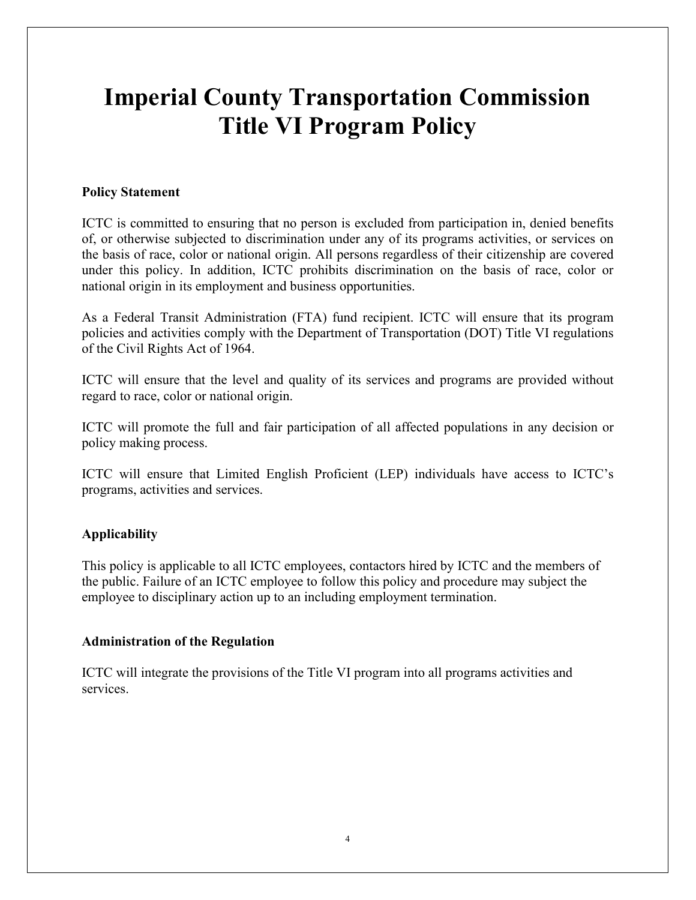# Imperial County Transportation Commission Title VI Program Policy

**Policy Statement**

ICTC is committed to ensuring that no person is excluded from participation in, denied benefits of, or otherwise subjected to discrimination under any of its programs activities, or services on the basis of race, color or national origin. All persons regardless of their citizenship are covered under this policy. In addition, ICTC prohibits discrimination on the basis of race, color or national origin in its employment and business opportunities.

As a Federal Transit Administration (FTA) fund recipient. ICTC will ensure that its program policies and activities comply with the Department of Transportation (DOT) Title VI regulations of the Civil Rights Act of 1964.

ICTC will ensure that the level and quality of its services and programs are provided without regard to race, color or national origin.

ICTC will promote the full and fair participation of all affected populations in any decision or policy making process.

ICTC will ensure that Limited English Proficient (LEP) individuals have access to ICTC's programs, activities and services.

**Applicability**

This policy is applicable to all ICTC employees, contactors hired by ICTC and the members of the public. Failure of an ICTC employee to follow this policy and procedure may subject the employee to disciplinary action up to an including employment termination.

**Administration of the Regulation**

ICTC will integrate the provisions of the Title VI program into all programs activities and services.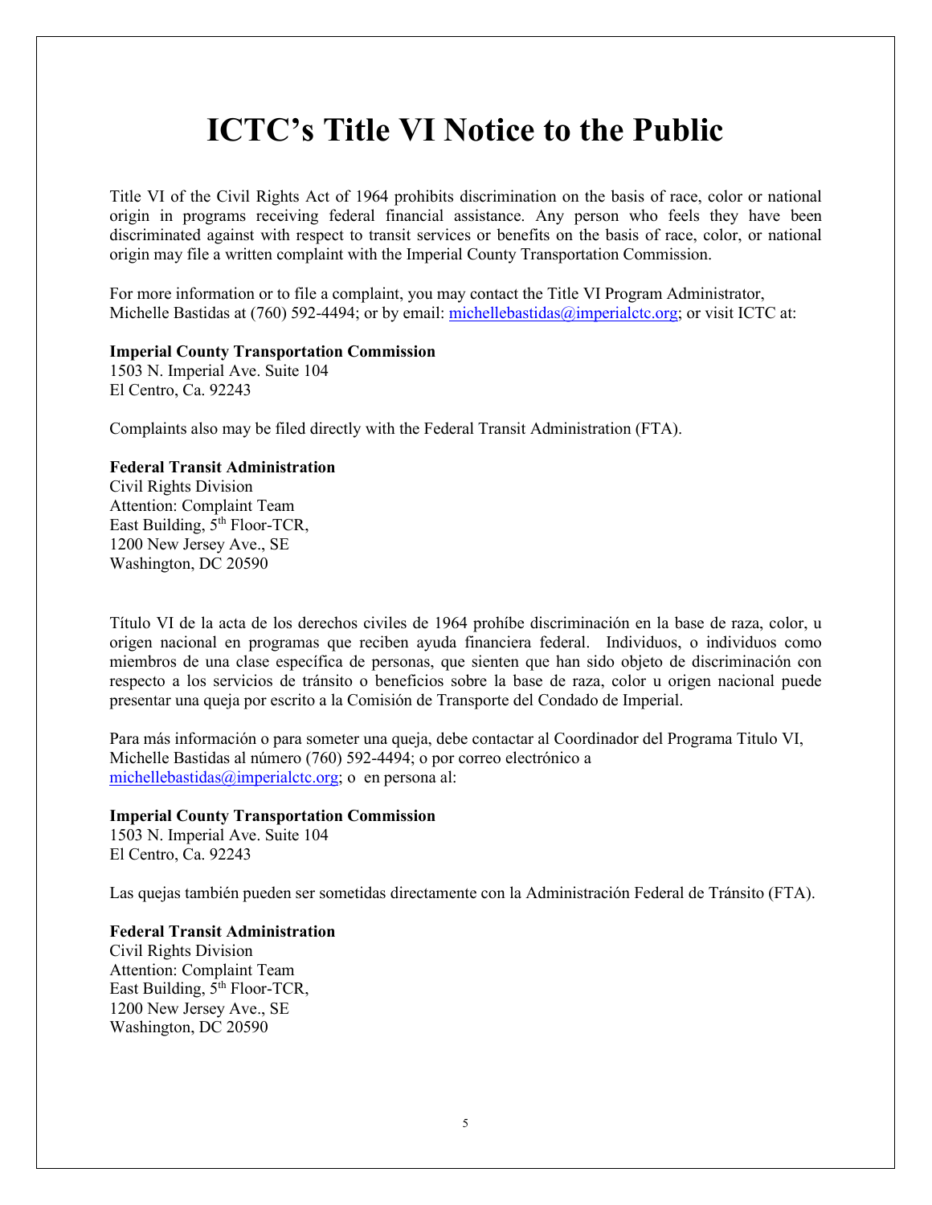# ICTC's Title VI Notice to the Public

Title VI of the Civil Rights Act of 1964 prohibits discrimination on the basis of race, color or national origin in programs receiving federal financial assistance. Any person who feels they have been discriminated against with respect to transit services or benefits on the basis of race, color, or national origin may file a written complaint with the Imperial County Transportation Commission.

For more information or to file a complaint, you may contact the Title VI Program Administrator, Michelle Bastidas at (760) 592-4494; or by email: michellebastidas@imperialctc.org; or visit ICTC at:

**Imperial County Transportation Commission**
1503 N. Imperial Ave. Suite 104
El Centro, Ca. 92243

Complaints also may be filed directly with the Federal Transit Administration (FTA).

**Federal Transit Administration**
Civil Rights Division
Attention: Complaint Team
East Building, 5th Floor-TCR,
1200 New Jersey Ave., SE
Washington, DC 20590

Título VI de la acta de los derechos civiles de 1964 prohíbe discriminación en la base de raza, color, u origen nacional en programas que reciben ayuda financiera federal. Individuos, o individuos como miembros de una clase específica de personas, que sienten que han sido objeto de discriminación con respecto a los servicios de tránsito o beneficios sobre la base de raza, color u origen nacional puede presentar una queja por escrito a la Comisión de Transporte del Condado de Imperial.

Para más información o para someter una queja, debe contactar al Coordinador del Programa Titulo VI, Michelle Bastidas al número (760) 592-4494; o por correo electrónico a michellebastidas@imperialctc.org; o en persona al:

**Imperial County Transportation Commission**
1503 N. Imperial Ave. Suite 104
El Centro, Ca. 92243

Las quejas también pueden ser sometidas directamente con la Administración Federal de Tránsito (FTA).

**Federal Transit Administration**
Civil Rights Division
Attention: Complaint Team
East Building, 5th Floor-TCR,
1200 New Jersey Ave., SE
Washington, DC 20590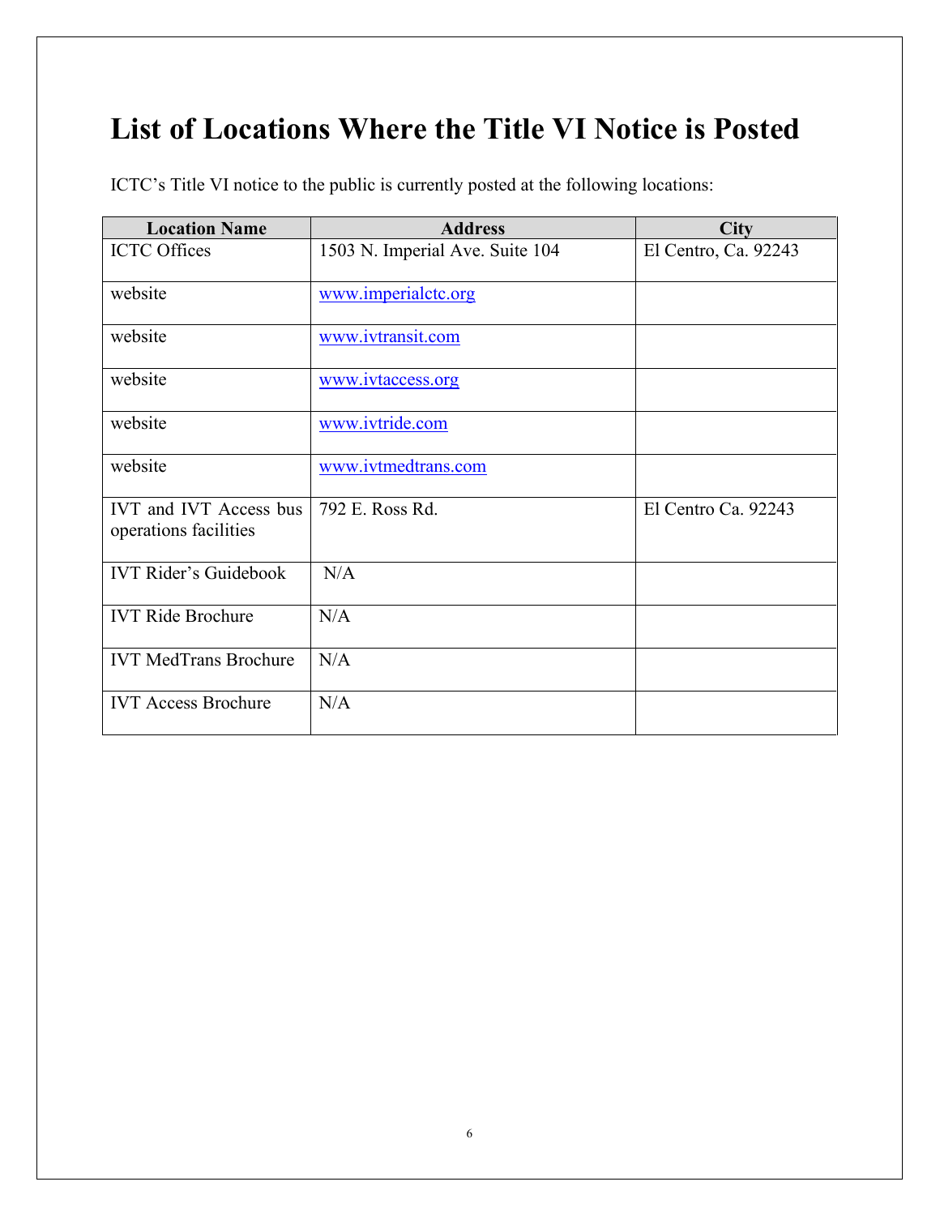# List of Locations Where the Title VI Notice is Posted

ICTC's Title VI notice to the public is currently posted at the following locations:

| Location Name | Address | City |
|---|---|---|
| ICTC Offices | 1503 N. Imperial Ave. Suite 104 | El Centro, Ca. 92243 |
| website | www.imperialctc.org | |
| website | www.ivtransit.com | |
| website | www.ivtaccess.org | |
| website | www.ivtride.com | |
| website | www.ivtmedtrans.com | |
| IVT and IVT Access bus operations facilities | 792 E. Ross Rd. | El Centro Ca. 92243 |
| IVT Rider's Guidebook | N/A | |
| IVT Ride Brochure | N/A | |
| IVT MedTrans Brochure | N/A | |
| IVT Access Brochure | N/A | |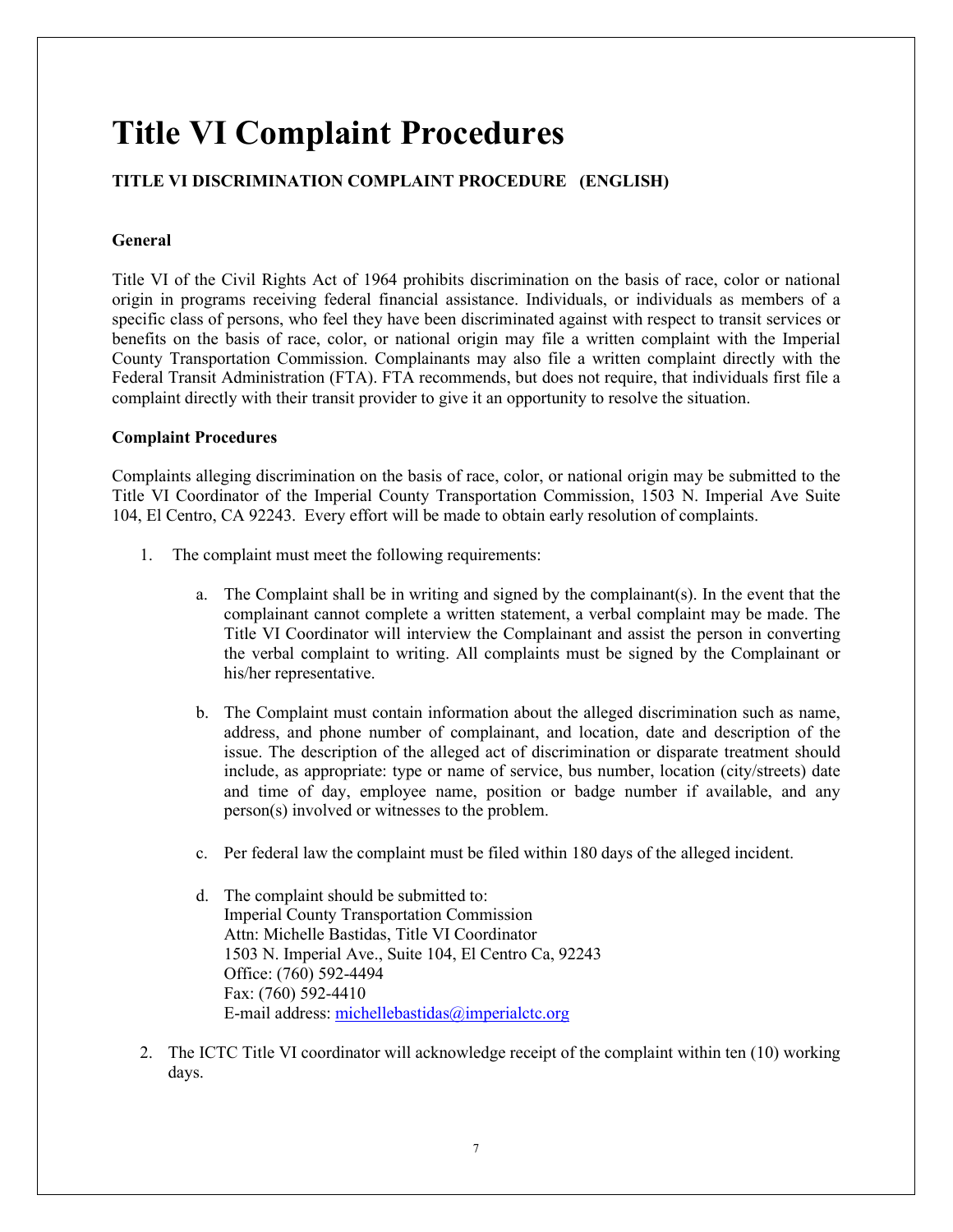# Title VI Complaint Procedures

**TITLE VI DISCRIMINATION COMPLAINT PROCEDURE (ENGLISH)**

**General**

Title VI of the Civil Rights Act of 1964 prohibits discrimination on the basis of race, color or national origin in programs receiving federal financial assistance. Individuals, or individuals as members of a specific class of persons, who feel they have been discriminated against with respect to transit services or benefits on the basis of race, color, or national origin may file a written complaint with the Imperial County Transportation Commission. Complainants may also file a written complaint directly with the Federal Transit Administration (FTA). FTA recommends, but does not require, that individuals first file a complaint directly with their transit provider to give it an opportunity to resolve the situation.

**Complaint Procedures**

Complaints alleging discrimination on the basis of race, color, or national origin may be submitted to the Title VI Coordinator of the Imperial County Transportation Commission, 1503 N. Imperial Ave Suite 104, El Centro, CA 92243. Every effort will be made to obtain early resolution of complaints.

1. The complaint must meet the following requirements:

   a. The Complaint shall be in writing and signed by the complainant(s). In the event that the complainant cannot complete a written statement, a verbal complaint may be made. The Title VI Coordinator will interview the Complainant and assist the person in converting the verbal complaint to writing. All complaints must be signed by the Complainant or his/her representative.

   b. The Complaint must contain information about the alleged discrimination such as name, address, and phone number of complainant, and location, date and description of the issue. The description of the alleged act of discrimination or disparate treatment should include, as appropriate: type or name of service, bus number, location (city/streets) date and time of day, employee name, position or badge number if available, and any person(s) involved or witnesses to the problem.

   c. Per federal law the complaint must be filed within 180 days of the alleged incident.

   d. The complaint should be submitted to:
      Imperial County Transportation Commission
      Attn: Michelle Bastidas, Title VI Coordinator
      1503 N. Imperial Ave., Suite 104, El Centro Ca, 92243
      Office: (760) 592-4494
      Fax: (760) 592-4410
      E-mail address: michellebastidas@imperialctc.org

2. The ICTC Title VI coordinator will acknowledge receipt of the complaint within ten (10) working days.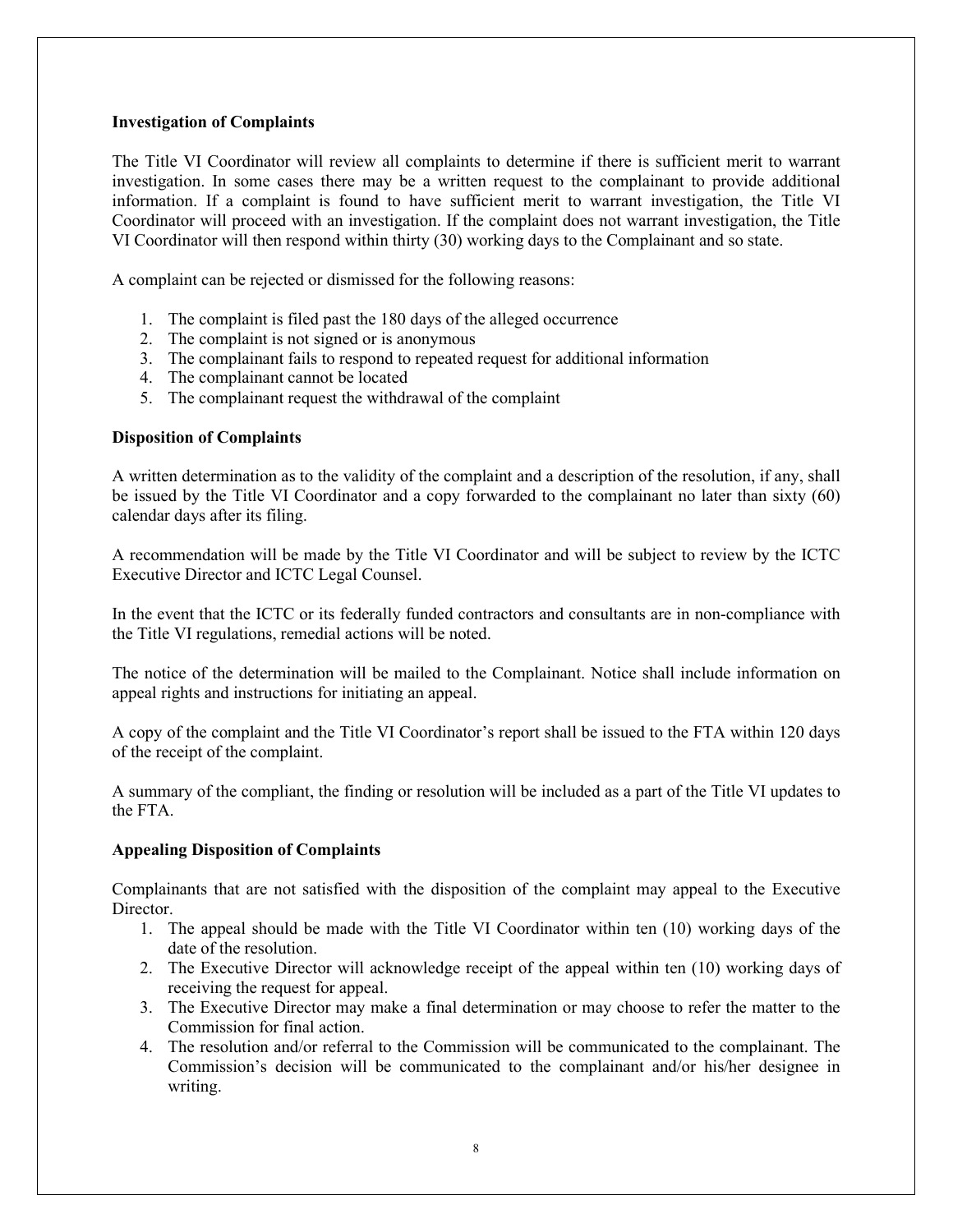**Investigation of Complaints**

The Title VI Coordinator will review all complaints to determine if there is sufficient merit to warrant investigation. In some cases there may be a written request to the complainant to provide additional information. If a complaint is found to have sufficient merit to warrant investigation, the Title VI Coordinator will proceed with an investigation. If the complaint does not warrant investigation, the Title VI Coordinator will then respond within thirty (30) working days to the Complainant and so state.

A complaint can be rejected or dismissed for the following reasons:

1. The complaint is filed past the 180 days of the alleged occurrence
2. The complaint is not signed or is anonymous
3. The complainant fails to respond to repeated request for additional information
4. The complainant cannot be located
5. The complainant request the withdrawal of the complaint

**Disposition of Complaints**

A written determination as to the validity of the complaint and a description of the resolution, if any, shall be issued by the Title VI Coordinator and a copy forwarded to the complainant no later than sixty (60) calendar days after its filing.

A recommendation will be made by the Title VI Coordinator and will be subject to review by the ICTC Executive Director and ICTC Legal Counsel.

In the event that the ICTC or its federally funded contractors and consultants are in non-compliance with the Title VI regulations, remedial actions will be noted.

The notice of the determination will be mailed to the Complainant. Notice shall include information on appeal rights and instructions for initiating an appeal.

A copy of the complaint and the Title VI Coordinator's report shall be issued to the FTA within 120 days of the receipt of the complaint.

A summary of the compliant, the finding or resolution will be included as a part of the Title VI updates to the FTA.

**Appealing Disposition of Complaints**

Complainants that are not satisfied with the disposition of the complaint may appeal to the Executive Director.

1. The appeal should be made with the Title VI Coordinator within ten (10) working days of the date of the resolution.
2. The Executive Director will acknowledge receipt of the appeal within ten (10) working days of receiving the request for appeal.
3. The Executive Director may make a final determination or may choose to refer the matter to the Commission for final action.
4. The resolution and/or referral to the Commission will be communicated to the complainant. The Commission's decision will be communicated to the complainant and/or his/her designee in writing.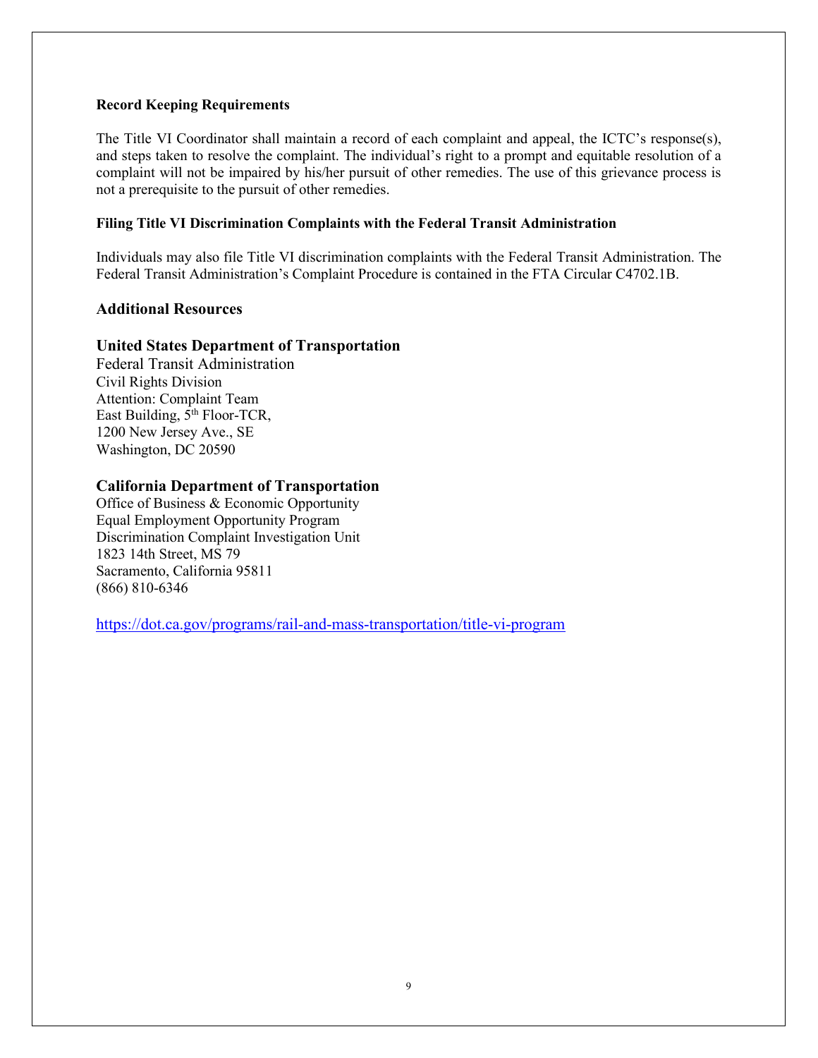#### Record Keeping Requirements

The Title VI Coordinator shall maintain a record of each complaint and appeal, the ICTC's response(s), and steps taken to resolve the complaint. The individual's right to a prompt and equitable resolution of a complaint will not be impaired by his/her pursuit of other remedies. The use of this grievance process is not a prerequisite to the pursuit of other remedies.

#### Filing Title VI Discrimination Complaints with the Federal Transit Administration

Individuals may also file Title VI discrimination complaints with the Federal Transit Administration. The Federal Transit Administration's Complaint Procedure is contained in the FTA Circular C4702.1B.

### Additional Resources

### United States Department of Transportation

Federal Transit Administration
Civil Rights Division
Attention: Complaint Team
East Building, 5th Floor-TCR,
1200 New Jersey Ave., SE
Washington, DC 20590

### California Department of Transportation

Office of Business & Economic Opportunity
Equal Employment Opportunity Program
Discrimination Complaint Investigation Unit
1823 14th Street, MS 79
Sacramento, California 95811
(866) 810-6346

https://dot.ca.gov/programs/rail-and-mass-transportation/title-vi-program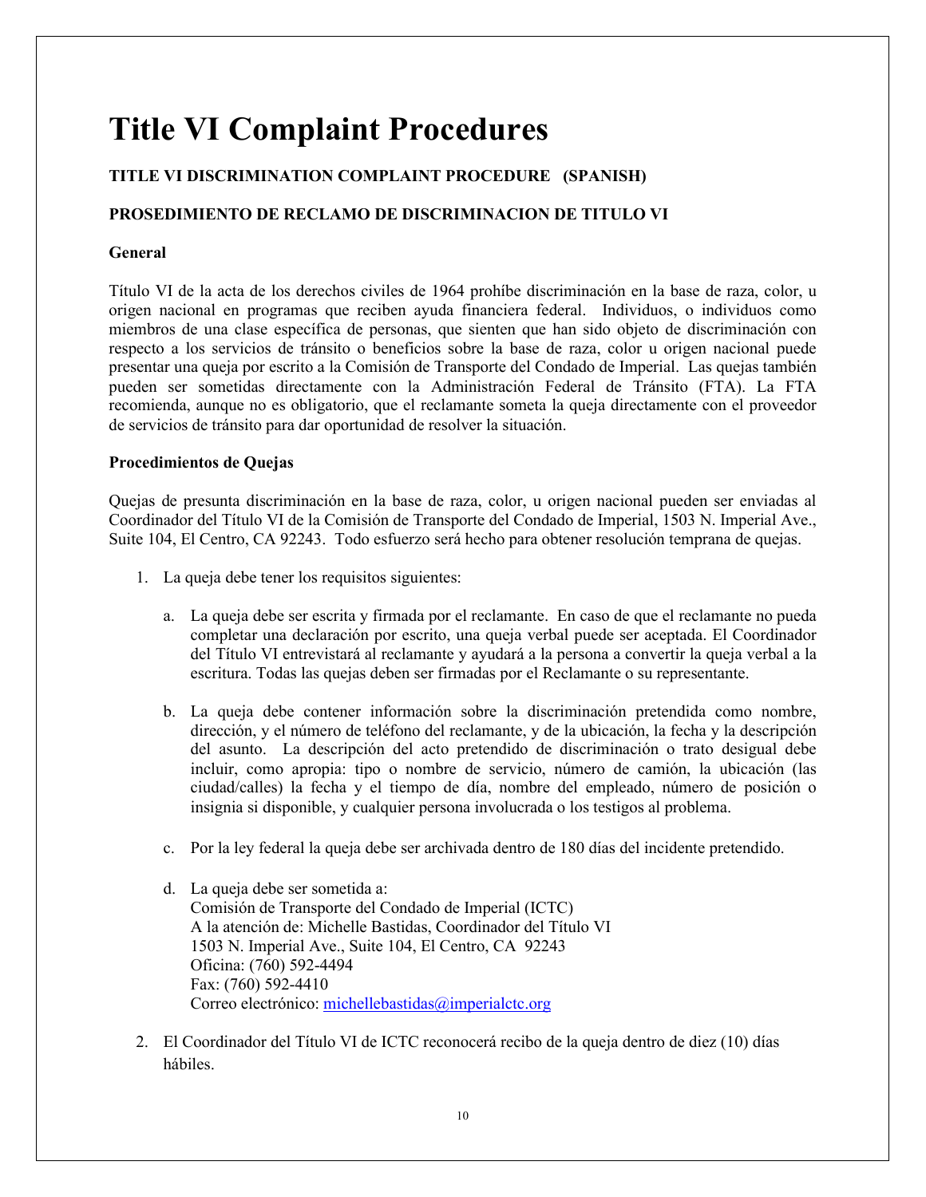# Title VI Complaint Procedures

**TITLE VI DISCRIMINATION COMPLAINT PROCEDURE (SPANISH)**

**PROSEDIMIENTO DE RECLAMO DE DISCRIMINACION DE TITULO VI**

**General**

Título VI de la acta de los derechos civiles de 1964 prohíbe discriminación en la base de raza, color, u origen nacional en programas que reciben ayuda financiera federal. Individuos, o individuos como miembros de una clase específica de personas, que sienten que han sido objeto de discriminación con respecto a los servicios de tránsito o beneficios sobre la base de raza, color u origen nacional puede presentar una queja por escrito a la Comisión de Transporte del Condado de Imperial. Las quejas también pueden ser sometidas directamente con la Administración Federal de Tránsito (FTA). La FTA recomienda, aunque no es obligatorio, que el reclamante someta la queja directamente con el proveedor de servicios de tránsito para dar oportunidad de resolver la situación.

**Procedimientos de Quejas**

Quejas de presunta discriminación en la base de raza, color, u origen nacional pueden ser enviadas al Coordinador del Título VI de la Comisión de Transporte del Condado de Imperial, 1503 N. Imperial Ave., Suite 104, El Centro, CA 92243. Todo esfuerzo será hecho para obtener resolución temprana de quejas.

1. La queja debe tener los requisitos siguientes:

   a. La queja debe ser escrita y firmada por el reclamante. En caso de que el reclamante no pueda completar una declaración por escrito, una queja verbal puede ser aceptada. El Coordinador del Título VI entrevistará al reclamante y ayudará a la persona a convertir la queja verbal a la escritura. Todas las quejas deben ser firmadas por el Reclamante o su representante.

   b. La queja debe contener información sobre la discriminación pretendida como nombre, dirección, y el número de teléfono del reclamante, y de la ubicación, la fecha y la descripción del asunto. La descripción del acto pretendido de discriminación o trato desigual debe incluir, como apropia: tipo o nombre de servicio, número de camión, la ubicación (las ciudad/calles) la fecha y el tiempo de día, nombre del empleado, número de posición o insignia si disponible, y cualquier persona involucrada o los testigos al problema.

   c. Por la ley federal la queja debe ser archivada dentro de 180 días del incidente pretendido.

   d. La queja debe ser sometida a:
      Comisión de Transporte del Condado de Imperial (ICTC)
      A la atención de: Michelle Bastidas, Coordinador del Título VI
      1503 N. Imperial Ave., Suite 104, El Centro, CA 92243
      Oficina: (760) 592-4494
      Fax: (760) 592-4410
      Correo electrónico: michellebastidas@imperialctc.org

2. El Coordinador del Título VI de ICTC reconocerá recibo de la queja dentro de diez (10) días hábiles.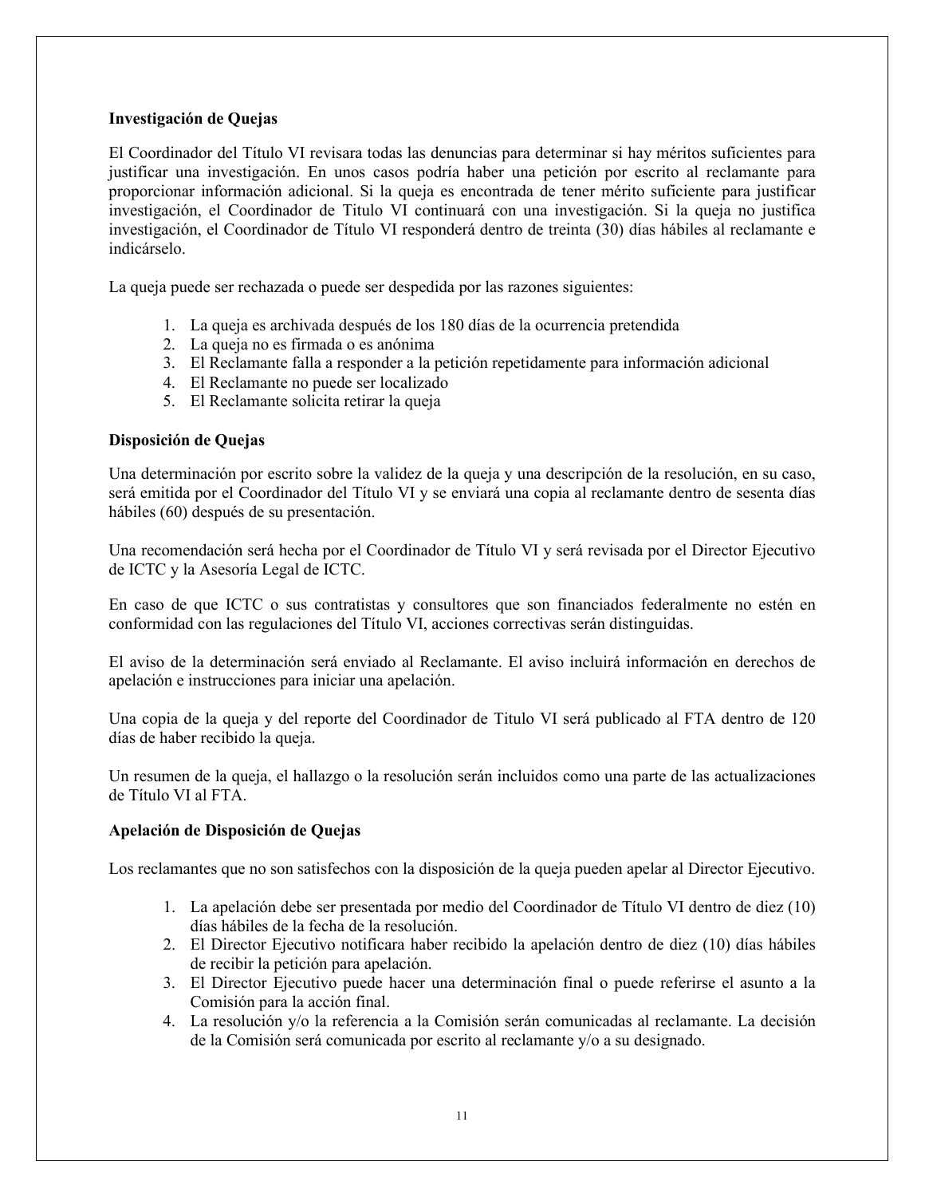**Investigación de Quejas**

El Coordinador del Título VI revisara todas las denuncias para determinar si hay méritos suficientes para justificar una investigación. En unos casos podría haber una petición por escrito al reclamante para proporcionar información adicional. Si la queja es encontrada de tener mérito suficiente para justificar investigación, el Coordinador de Titulo VI continuará con una investigación. Si la queja no justifica investigación, el Coordinador de Título VI responderá dentro de treinta (30) días hábiles al reclamante e indicárselo.

La queja puede ser rechazada o puede ser despedida por las razones siguientes:

1. La queja es archivada después de los 180 días de la ocurrencia pretendida
2. La queja no es firmada o es anónima
3. El Reclamante falla a responder a la petición repetidamente para información adicional
4. El Reclamante no puede ser localizado
5. El Reclamante solicita retirar la queja

**Disposición de Quejas**

Una determinación por escrito sobre la validez de la queja y una descripción de la resolución, en su caso, será emitida por el Coordinador del Título VI y se enviará una copia al reclamante dentro de sesenta días hábiles (60) después de su presentación.

Una recomendación será hecha por el Coordinador de Título VI y será revisada por el Director Ejecutivo de ICTC y la Asesoría Legal de ICTC.

En caso de que ICTC o sus contratistas y consultores que son financiados federalmente no estén en conformidad con las regulaciones del Título VI, acciones correctivas serán distinguidas.

El aviso de la determinación será enviado al Reclamante. El aviso incluirá información en derechos de apelación e instrucciones para iniciar una apelación.

Una copia de la queja y del reporte del Coordinador de Titulo VI será publicado al FTA dentro de 120 días de haber recibido la queja.

Un resumen de la queja, el hallazgo o la resolución serán incluidos como una parte de las actualizaciones de Título VI al FTA.

**Apelación de Disposición de Quejas**

Los reclamantes que no son satisfechos con la disposición de la queja pueden apelar al Director Ejecutivo.

1. La apelación debe ser presentada por medio del Coordinador de Título VI dentro de diez (10) días hábiles de la fecha de la resolución.
2. El Director Ejecutivo notificara haber recibido la apelación dentro de diez (10) días hábiles de recibir la petición para apelación.
3. El Director Ejecutivo puede hacer una determinación final o puede referirse el asunto a la Comisión para la acción final.
4. La resolución y/o la referencia a la Comisión serán comunicadas al reclamante. La decisión de la Comisión será comunicada por escrito al reclamante y/o a su designado.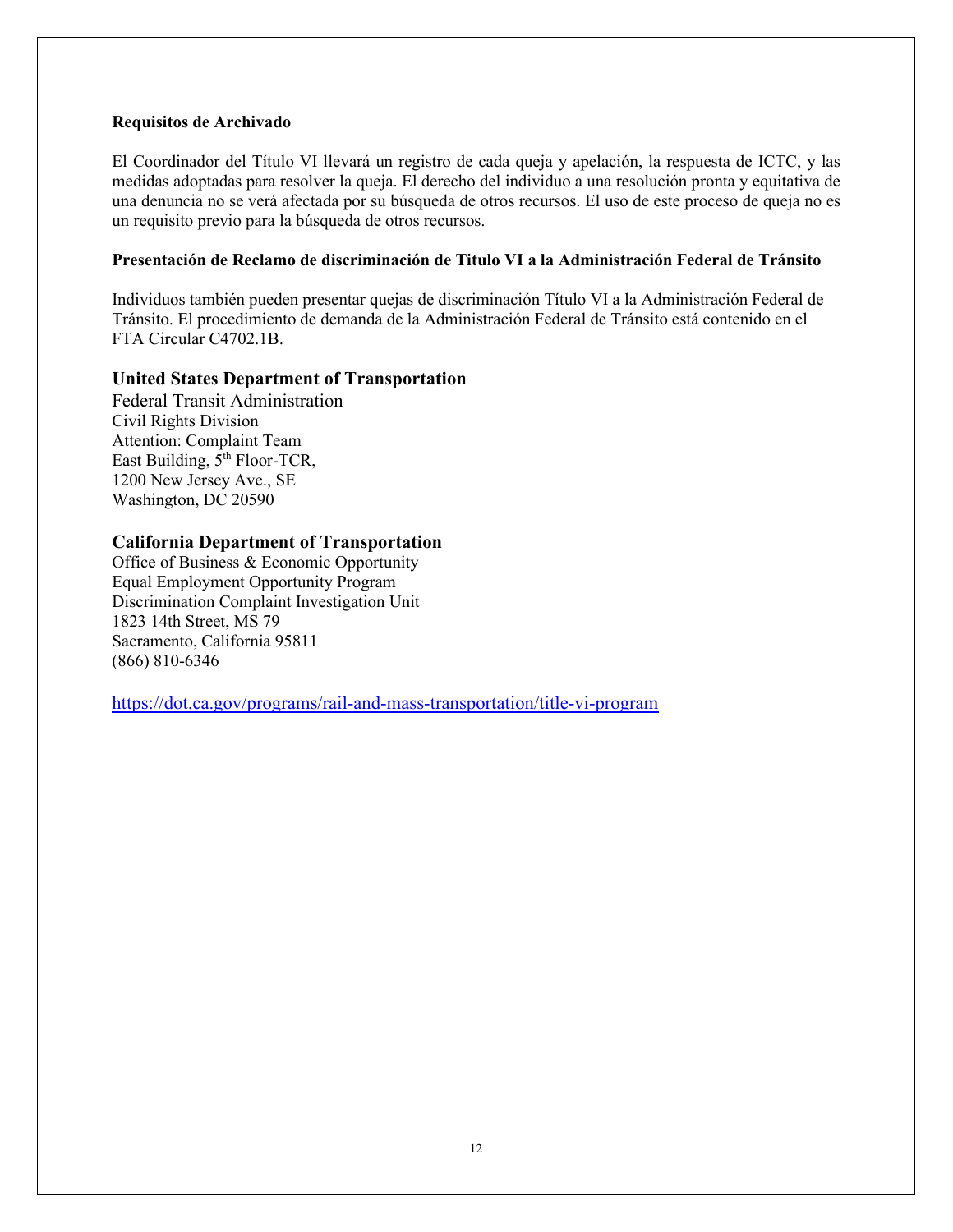**Requisitos de Archivado**

El Coordinador del Título VI llevará un registro de cada queja y apelación, la respuesta de ICTC, y las medidas adoptadas para resolver la queja. El derecho del individuo a una resolución pronta y equitativa de una denuncia no se verá afectada por su búsqueda de otros recursos. El uso de este proceso de queja no es un requisito previo para la búsqueda de otros recursos.

**Presentación de Reclamo de discriminación de Titulo VI a la Administración Federal de Tránsito**

Individuos también pueden presentar quejas de discriminación Título VI a la Administración Federal de Tránsito. El procedimiento de demanda de la Administración Federal de Tránsito está contenido en el FTA Circular C4702.1B.

**United States Department of Transportation**
Federal Transit Administration
Civil Rights Division
Attention: Complaint Team
East Building, 5th Floor-TCR,
1200 New Jersey Ave., SE
Washington, DC 20590

**California Department of Transportation**
Office of Business & Economic Opportunity
Equal Employment Opportunity Program
Discrimination Complaint Investigation Unit
1823 14th Street, MS 79
Sacramento, California 95811
(866) 810-6346

https://dot.ca.gov/programs/rail-and-mass-transportation/title-vi-program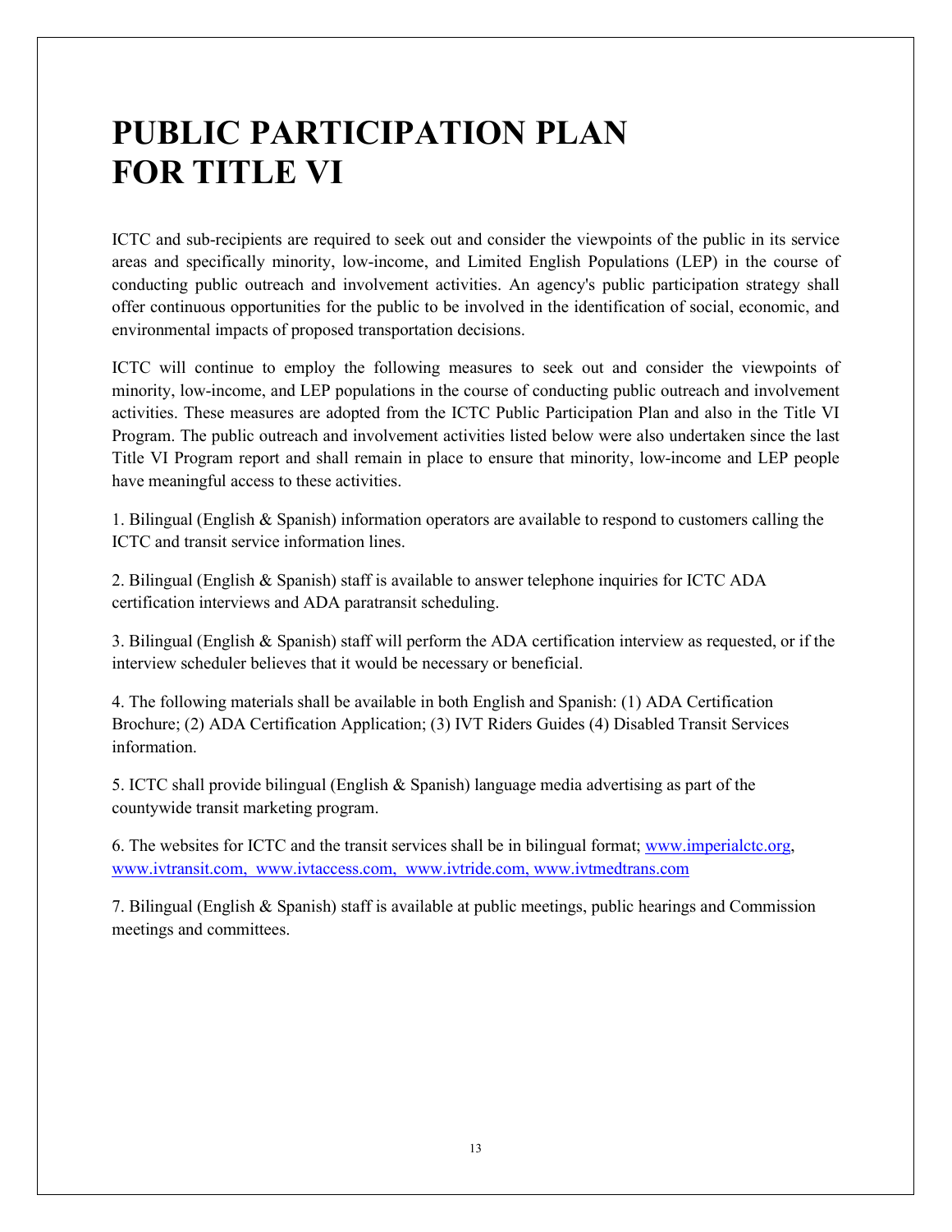# PUBLIC PARTICIPATION PLAN FOR TITLE VI

ICTC and sub-recipients are required to seek out and consider the viewpoints of the public in its service areas and specifically minority, low-income, and Limited English Populations (LEP) in the course of conducting public outreach and involvement activities. An agency's public participation strategy shall offer continuous opportunities for the public to be involved in the identification of social, economic, and environmental impacts of proposed transportation decisions.

ICTC will continue to employ the following measures to seek out and consider the viewpoints of minority, low-income, and LEP populations in the course of conducting public outreach and involvement activities. These measures are adopted from the ICTC Public Participation Plan and also in the Title VI Program. The public outreach and involvement activities listed below were also undertaken since the last Title VI Program report and shall remain in place to ensure that minority, low-income and LEP people have meaningful access to these activities.

1. Bilingual (English & Spanish) information operators are available to respond to customers calling the ICTC and transit service information lines.

2. Bilingual (English & Spanish) staff is available to answer telephone inquiries for ICTC ADA certification interviews and ADA paratransit scheduling.

3. Bilingual (English & Spanish) staff will perform the ADA certification interview as requested, or if the interview scheduler believes that it would be necessary or beneficial.

4. The following materials shall be available in both English and Spanish: (1) ADA Certification Brochure; (2) ADA Certification Application; (3) IVT Riders Guides (4) Disabled Transit Services information.

5. ICTC shall provide bilingual (English & Spanish) language media advertising as part of the countywide transit marketing program.

6. The websites for ICTC and the transit services shall be in bilingual format; www.imperialctc.org, www.ivtransit.com, www.ivtaccess.com, www.ivtride.com, www.ivtmedtrans.com

7. Bilingual (English & Spanish) staff is available at public meetings, public hearings and Commission meetings and committees.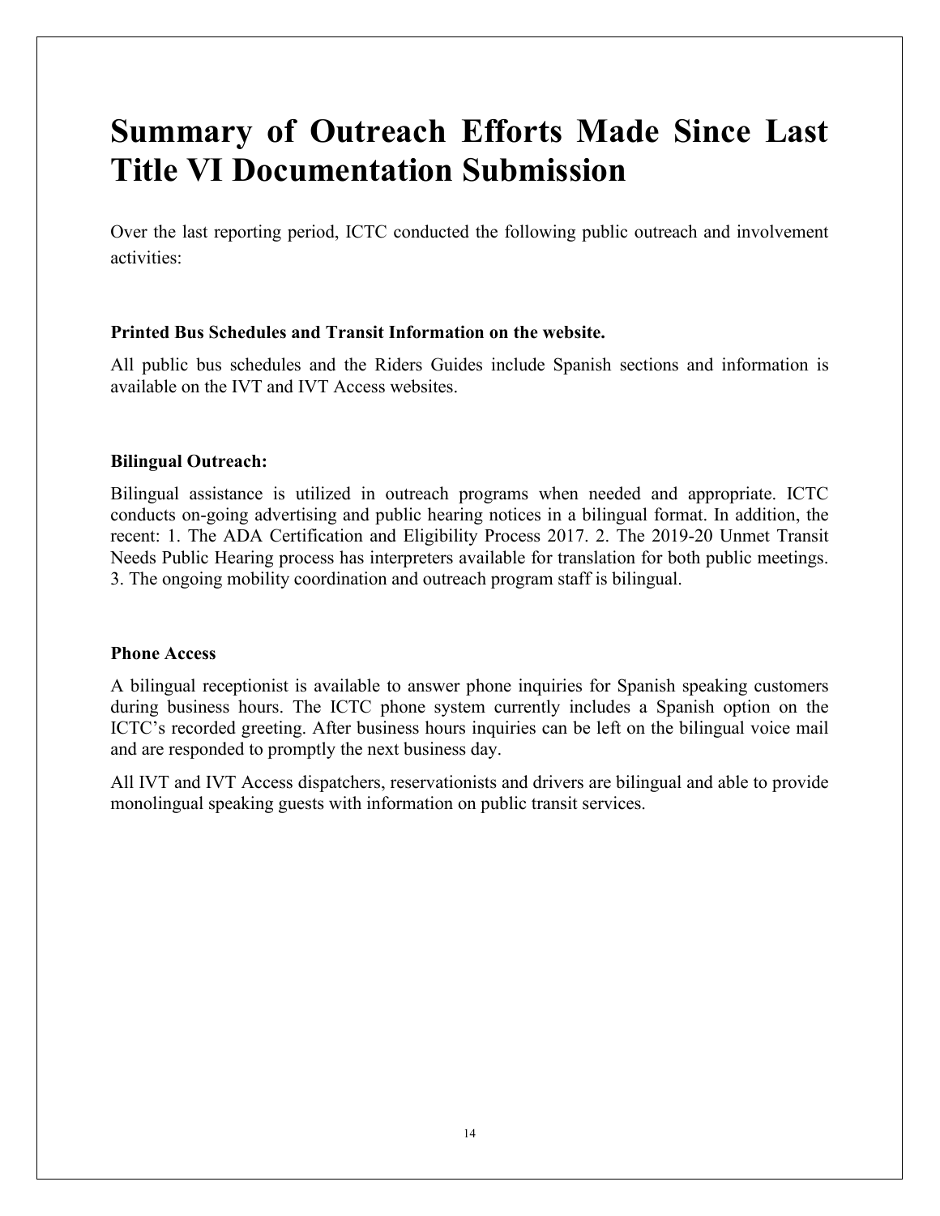# Summary of Outreach Efforts Made Since Last Title VI Documentation Submission

Over the last reporting period, ICTC conducted the following public outreach and involvement activities:

**Printed Bus Schedules and Transit Information on the website.**

All public bus schedules and the Riders Guides include Spanish sections and information is available on the IVT and IVT Access websites.

**Bilingual Outreach:**

Bilingual assistance is utilized in outreach programs when needed and appropriate. ICTC conducts on-going advertising and public hearing notices in a bilingual format. In addition, the recent: 1. The ADA Certification and Eligibility Process 2017. 2. The 2019-20 Unmet Transit Needs Public Hearing process has interpreters available for translation for both public meetings. 3. The ongoing mobility coordination and outreach program staff is bilingual.

**Phone Access**

A bilingual receptionist is available to answer phone inquiries for Spanish speaking customers during business hours. The ICTC phone system currently includes a Spanish option on the ICTC's recorded greeting. After business hours inquiries can be left on the bilingual voice mail and are responded to promptly the next business day.

All IVT and IVT Access dispatchers, reservationists and drivers are bilingual and able to provide monolingual speaking guests with information on public transit services.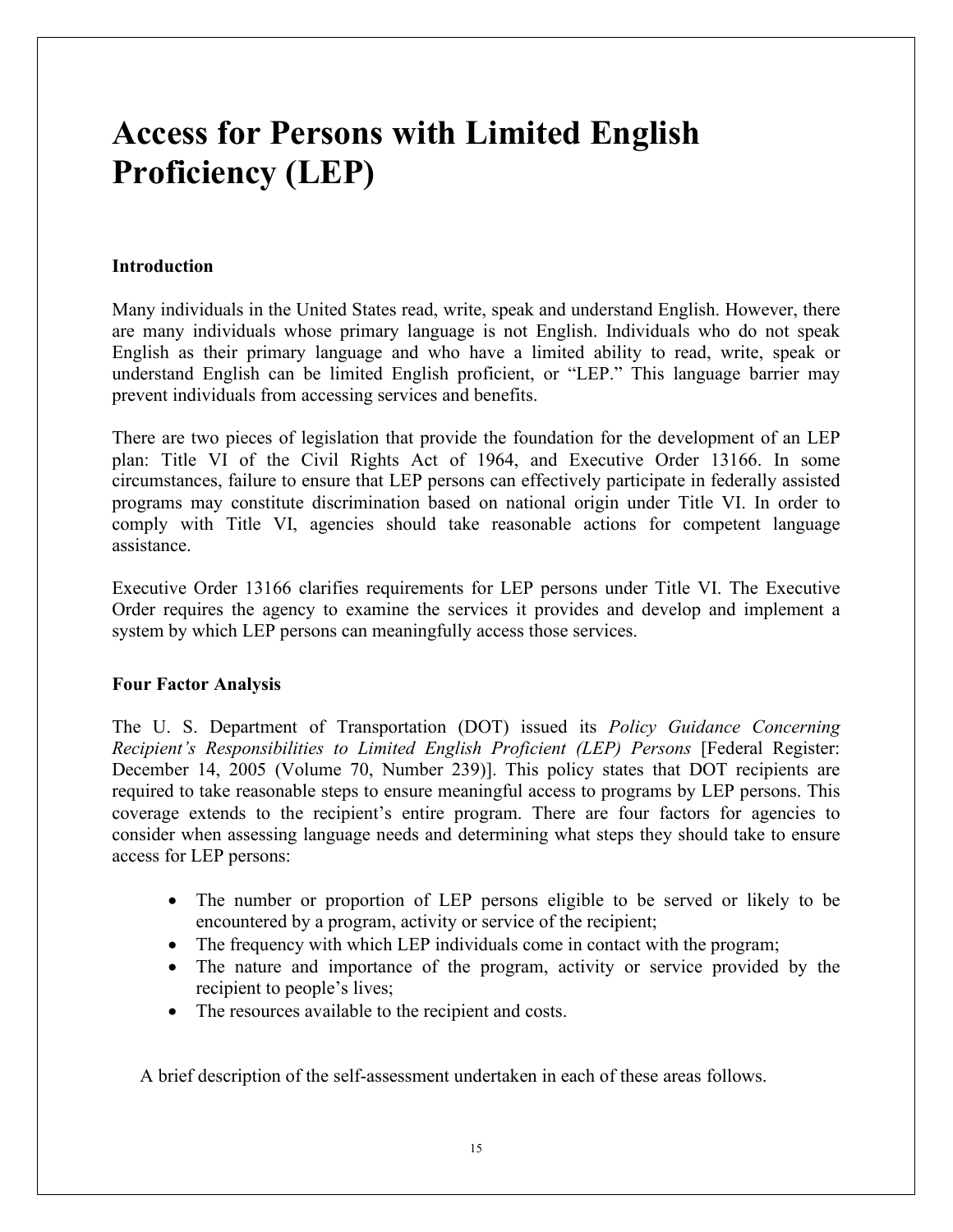# Access for Persons with Limited English Proficiency (LEP)

### Introduction

Many individuals in the United States read, write, speak and understand English. However, there are many individuals whose primary language is not English. Individuals who do not speak English as their primary language and who have a limited ability to read, write, speak or understand English can be limited English proficient, or "LEP." This language barrier may prevent individuals from accessing services and benefits.

There are two pieces of legislation that provide the foundation for the development of an LEP plan: Title VI of the Civil Rights Act of 1964, and Executive Order 13166. In some circumstances, failure to ensure that LEP persons can effectively participate in federally assisted programs may constitute discrimination based on national origin under Title VI. In order to comply with Title VI, agencies should take reasonable actions for competent language assistance.

Executive Order 13166 clarifies requirements for LEP persons under Title VI. The Executive Order requires the agency to examine the services it provides and develop and implement a system by which LEP persons can meaningfully access those services.

### Four Factor Analysis

The U. S. Department of Transportation (DOT) issued its *Policy Guidance Concerning Recipient's Responsibilities to Limited English Proficient (LEP) Persons* [Federal Register: December 14, 2005 (Volume 70, Number 239)]. This policy states that DOT recipients are required to take reasonable steps to ensure meaningful access to programs by LEP persons. This coverage extends to the recipient's entire program. There are four factors for agencies to consider when assessing language needs and determining what steps they should take to ensure access for LEP persons:

- The number or proportion of LEP persons eligible to be served or likely to be encountered by a program, activity or service of the recipient;
- The frequency with which LEP individuals come in contact with the program;
- The nature and importance of the program, activity or service provided by the recipient to people's lives;
- The resources available to the recipient and costs.

A brief description of the self-assessment undertaken in each of these areas follows.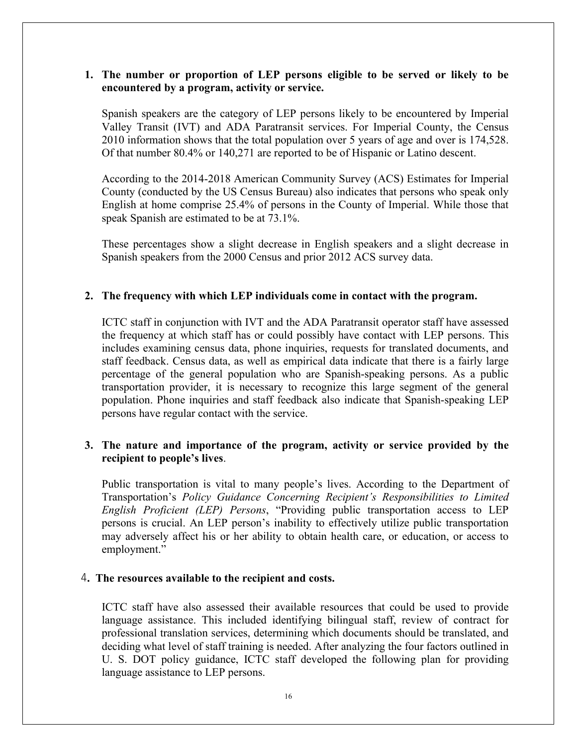1. **The number or proportion of LEP persons eligible to be served or likely to be encountered by a program, activity or service.**

   Spanish speakers are the category of LEP persons likely to be encountered by Imperial Valley Transit (IVT) and ADA Paratransit services. For Imperial County, the Census 2010 information shows that the total population over 5 years of age and over is 174,528. Of that number 80.4% or 140,271 are reported to be of Hispanic or Latino descent.

   According to the 2014-2018 American Community Survey (ACS) Estimates for Imperial County (conducted by the US Census Bureau) also indicates that persons who speak only English at home comprise 25.4% of persons in the County of Imperial. While those that speak Spanish are estimated to be at 73.1%.

   These percentages show a slight decrease in English speakers and a slight decrease in Spanish speakers from the 2000 Census and prior 2012 ACS survey data.

2. **The frequency with which LEP individuals come in contact with the program.**

   ICTC staff in conjunction with IVT and the ADA Paratransit operator staff have assessed the frequency at which staff has or could possibly have contact with LEP persons. This includes examining census data, phone inquiries, requests for translated documents, and staff feedback. Census data, as well as empirical data indicate that there is a fairly large percentage of the general population who are Spanish-speaking persons. As a public transportation provider, it is necessary to recognize this large segment of the general population. Phone inquiries and staff feedback also indicate that Spanish-speaking LEP persons have regular contact with the service.

3. **The nature and importance of the program, activity or service provided by the recipient to people's lives**.

   Public transportation is vital to many people's lives. According to the Department of Transportation's *Policy Guidance Concerning Recipient's Responsibilities to Limited English Proficient (LEP) Persons*, "Providing public transportation access to LEP persons is crucial. An LEP person's inability to effectively utilize public transportation may adversely affect his or her ability to obtain health care, or education, or access to employment."

4. **The resources available to the recipient and costs.**

   ICTC staff have also assessed their available resources that could be used to provide language assistance. This included identifying bilingual staff, review of contract for professional translation services, determining which documents should be translated, and deciding what level of staff training is needed. After analyzing the four factors outlined in U. S. DOT policy guidance, ICTC staff developed the following plan for providing language assistance to LEP persons.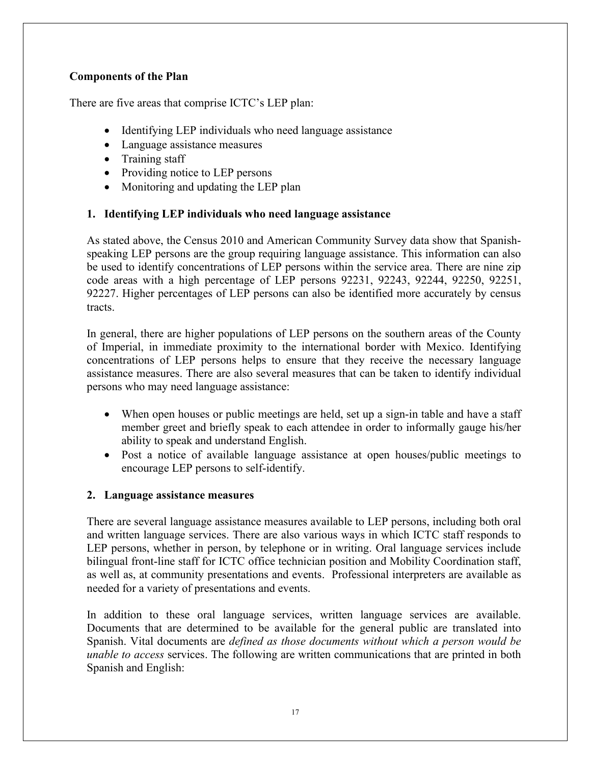**Components of the Plan**

There are five areas that comprise ICTC's LEP plan:

- Identifying LEP individuals who need language assistance
- Language assistance measures
- Training staff
- Providing notice to LEP persons
- Monitoring and updating the LEP plan

**1. Identifying LEP individuals who need language assistance**

As stated above, the Census 2010 and American Community Survey data show that Spanish-speaking LEP persons are the group requiring language assistance. This information can also be used to identify concentrations of LEP persons within the service area. There are nine zip code areas with a high percentage of LEP persons 92231, 92243, 92244, 92250, 92251, 92227. Higher percentages of LEP persons can also be identified more accurately by census tracts.

In general, there are higher populations of LEP persons on the southern areas of the County of Imperial, in immediate proximity to the international border with Mexico. Identifying concentrations of LEP persons helps to ensure that they receive the necessary language assistance measures. There are also several measures that can be taken to identify individual persons who may need language assistance:

- When open houses or public meetings are held, set up a sign-in table and have a staff member greet and briefly speak to each attendee in order to informally gauge his/her ability to speak and understand English.
- Post a notice of available language assistance at open houses/public meetings to encourage LEP persons to self-identify.

**2. Language assistance measures**

There are several language assistance measures available to LEP persons, including both oral and written language services. There are also various ways in which ICTC staff responds to LEP persons, whether in person, by telephone or in writing. Oral language services include bilingual front-line staff for ICTC office technician position and Mobility Coordination staff, as well as, at community presentations and events. Professional interpreters are available as needed for a variety of presentations and events.

In addition to these oral language services, written language services are available. Documents that are determined to be available for the general public are translated into Spanish. Vital documents are *defined as those documents without which a person would be unable to access* services. The following are written communications that are printed in both Spanish and English: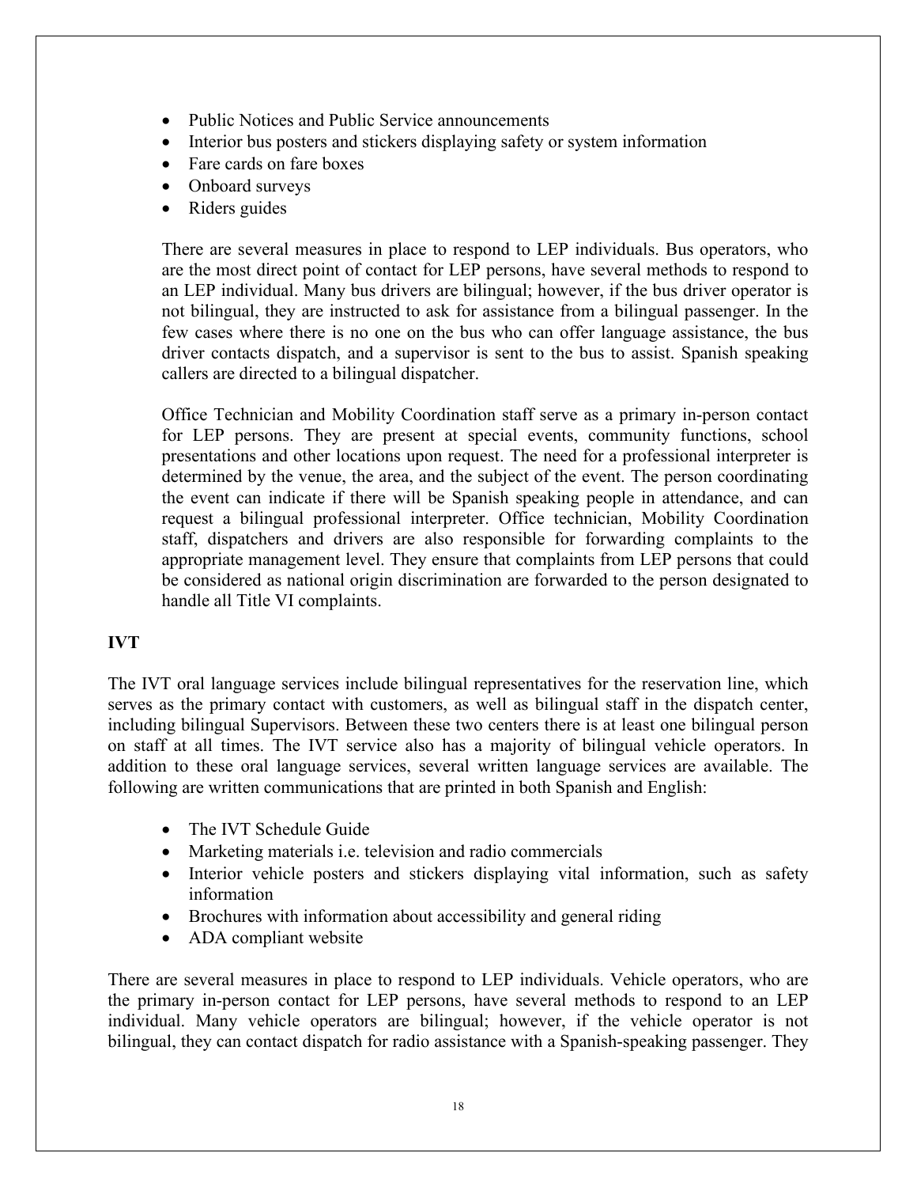- Public Notices and Public Service announcements
- Interior bus posters and stickers displaying safety or system information
- Fare cards on fare boxes
- Onboard surveys
- Riders guides

There are several measures in place to respond to LEP individuals. Bus operators, who are the most direct point of contact for LEP persons, have several methods to respond to an LEP individual. Many bus drivers are bilingual; however, if the bus driver operator is not bilingual, they are instructed to ask for assistance from a bilingual passenger. In the few cases where there is no one on the bus who can offer language assistance, the bus driver contacts dispatch, and a supervisor is sent to the bus to assist. Spanish speaking callers are directed to a bilingual dispatcher.

Office Technician and Mobility Coordination staff serve as a primary in-person contact for LEP persons. They are present at special events, community functions, school presentations and other locations upon request. The need for a professional interpreter is determined by the venue, the area, and the subject of the event. The person coordinating the event can indicate if there will be Spanish speaking people in attendance, and can request a bilingual professional interpreter. Office technician, Mobility Coordination staff, dispatchers and drivers are also responsible for forwarding complaints to the appropriate management level. They ensure that complaints from LEP persons that could be considered as national origin discrimination are forwarded to the person designated to handle all Title VI complaints.

**IVT**

The IVT oral language services include bilingual representatives for the reservation line, which serves as the primary contact with customers, as well as bilingual staff in the dispatch center, including bilingual Supervisors. Between these two centers there is at least one bilingual person on staff at all times. The IVT service also has a majority of bilingual vehicle operators. In addition to these oral language services, several written language services are available. The following are written communications that are printed in both Spanish and English:

- The IVT Schedule Guide
- Marketing materials i.e. television and radio commercials
- Interior vehicle posters and stickers displaying vital information, such as safety information
- Brochures with information about accessibility and general riding
- ADA compliant website

There are several measures in place to respond to LEP individuals. Vehicle operators, who are the primary in-person contact for LEP persons, have several methods to respond to an LEP individual. Many vehicle operators are bilingual; however, if the vehicle operator is not bilingual, they can contact dispatch for radio assistance with a Spanish-speaking passenger. They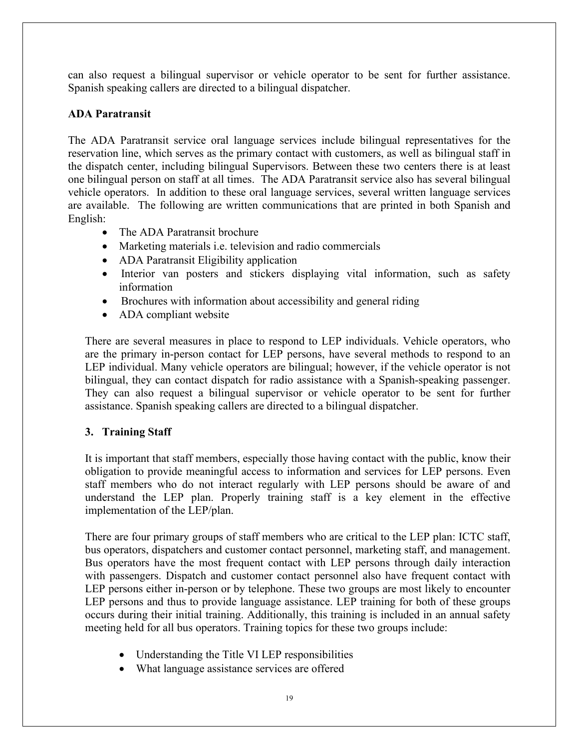can also request a bilingual supervisor or vehicle operator to be sent for further assistance. Spanish speaking callers are directed to a bilingual dispatcher.

**ADA Paratransit**

The ADA Paratransit service oral language services include bilingual representatives for the reservation line, which serves as the primary contact with customers, as well as bilingual staff in the dispatch center, including bilingual Supervisors. Between these two centers there is at least one bilingual person on staff at all times. The ADA Paratransit service also has several bilingual vehicle operators. In addition to these oral language services, several written language services are available. The following are written communications that are printed in both Spanish and English:

- The ADA Paratransit brochure
- Marketing materials i.e. television and radio commercials
- ADA Paratransit Eligibility application
- Interior van posters and stickers displaying vital information, such as safety information
- Brochures with information about accessibility and general riding
- ADA compliant website

There are several measures in place to respond to LEP individuals. Vehicle operators, who are the primary in-person contact for LEP persons, have several methods to respond to an LEP individual. Many vehicle operators are bilingual; however, if the vehicle operator is not bilingual, they can contact dispatch for radio assistance with a Spanish-speaking passenger. They can also request a bilingual supervisor or vehicle operator to be sent for further assistance. Spanish speaking callers are directed to a bilingual dispatcher.

**3. Training Staff**

It is important that staff members, especially those having contact with the public, know their obligation to provide meaningful access to information and services for LEP persons. Even staff members who do not interact regularly with LEP persons should be aware of and understand the LEP plan. Properly training staff is a key element in the effective implementation of the LEP/plan.

There are four primary groups of staff members who are critical to the LEP plan: ICTC staff, bus operators, dispatchers and customer contact personnel, marketing staff, and management. Bus operators have the most frequent contact with LEP persons through daily interaction with passengers. Dispatch and customer contact personnel also have frequent contact with LEP persons either in-person or by telephone. These two groups are most likely to encounter LEP persons and thus to provide language assistance. LEP training for both of these groups occurs during their initial training. Additionally, this training is included in an annual safety meeting held for all bus operators. Training topics for these two groups include:

- Understanding the Title VI LEP responsibilities
- What language assistance services are offered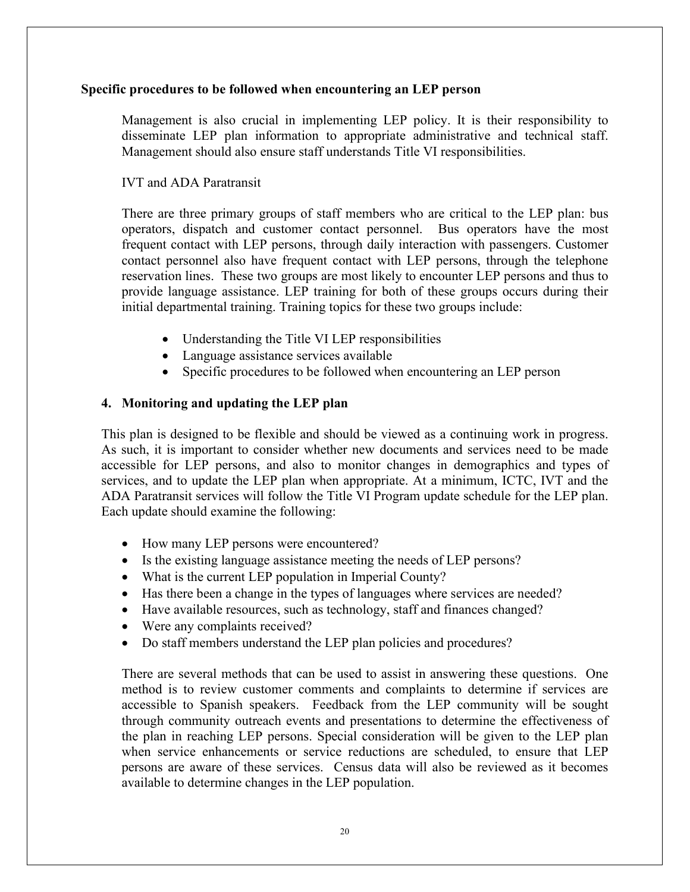**Specific procedures to be followed when encountering an LEP person**

Management is also crucial in implementing LEP policy. It is their responsibility to disseminate LEP plan information to appropriate administrative and technical staff. Management should also ensure staff understands Title VI responsibilities.

IVT and ADA Paratransit

There are three primary groups of staff members who are critical to the LEP plan: bus operators, dispatch and customer contact personnel. Bus operators have the most frequent contact with LEP persons, through daily interaction with passengers. Customer contact personnel also have frequent contact with LEP persons, through the telephone reservation lines. These two groups are most likely to encounter LEP persons and thus to provide language assistance. LEP training for both of these groups occurs during their initial departmental training. Training topics for these two groups include:

- Understanding the Title VI LEP responsibilities
- Language assistance services available
- Specific procedures to be followed when encountering an LEP person

## 4. Monitoring and updating the LEP plan

This plan is designed to be flexible and should be viewed as a continuing work in progress. As such, it is important to consider whether new documents and services need to be made accessible for LEP persons, and also to monitor changes in demographics and types of services, and to update the LEP plan when appropriate. At a minimum, ICTC, IVT and the ADA Paratransit services will follow the Title VI Program update schedule for the LEP plan. Each update should examine the following:

- How many LEP persons were encountered?
- Is the existing language assistance meeting the needs of LEP persons?
- What is the current LEP population in Imperial County?
- Has there been a change in the types of languages where services are needed?
- Have available resources, such as technology, staff and finances changed?
- Were any complaints received?
- Do staff members understand the LEP plan policies and procedures?

There are several methods that can be used to assist in answering these questions. One method is to review customer comments and complaints to determine if services are accessible to Spanish speakers. Feedback from the LEP community will be sought through community outreach events and presentations to determine the effectiveness of the plan in reaching LEP persons. Special consideration will be given to the LEP plan when service enhancements or service reductions are scheduled, to ensure that LEP persons are aware of these services. Census data will also be reviewed as it becomes available to determine changes in the LEP population.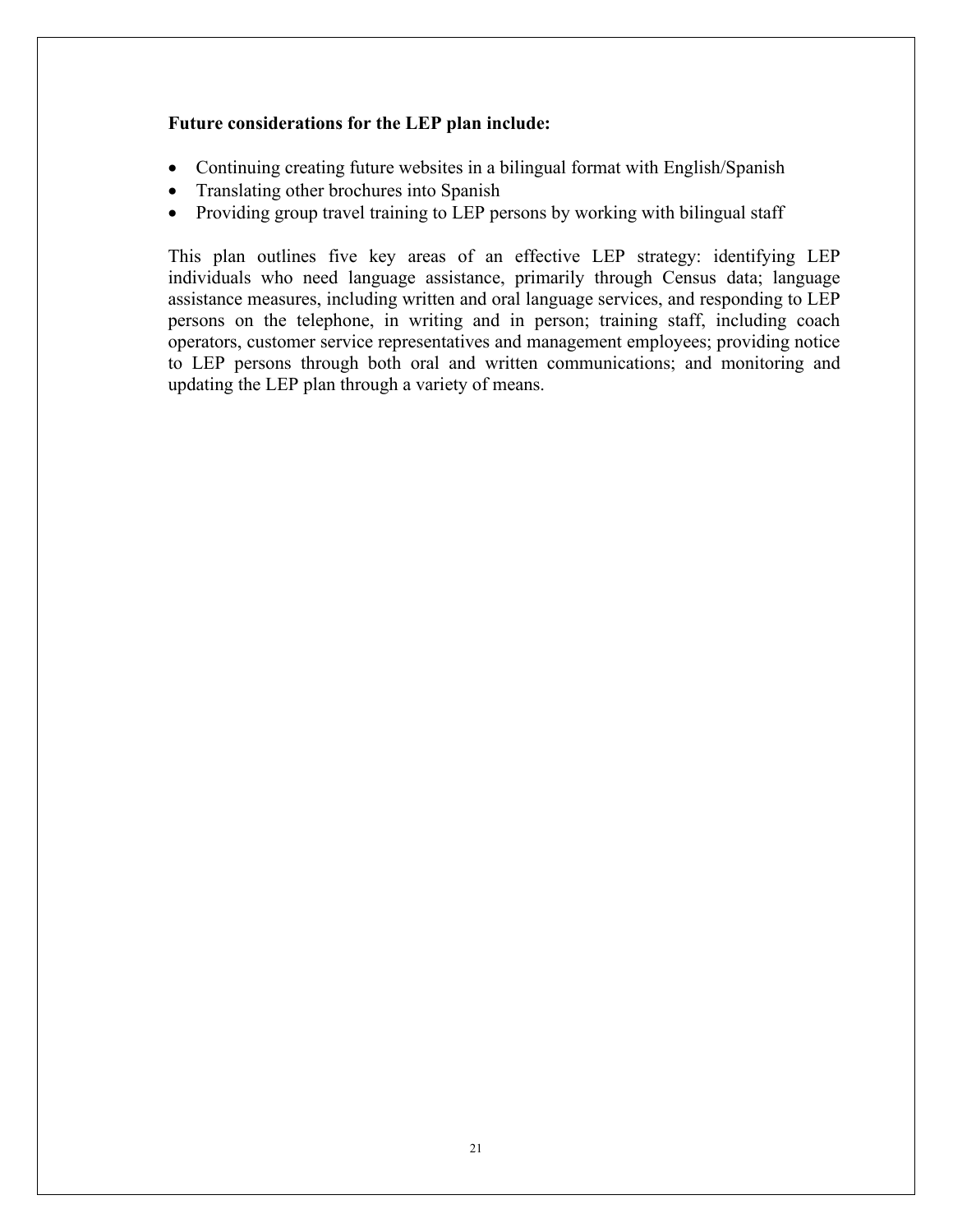**Future considerations for the LEP plan include:**

- Continuing creating future websites in a bilingual format with English/Spanish
- Translating other brochures into Spanish
- Providing group travel training to LEP persons by working with bilingual staff

This plan outlines five key areas of an effective LEP strategy: identifying LEP individuals who need language assistance, primarily through Census data; language assistance measures, including written and oral language services, and responding to LEP persons on the telephone, in writing and in person; training staff, including coach operators, customer service representatives and management employees; providing notice to LEP persons through both oral and written communications; and monitoring and updating the LEP plan through a variety of means.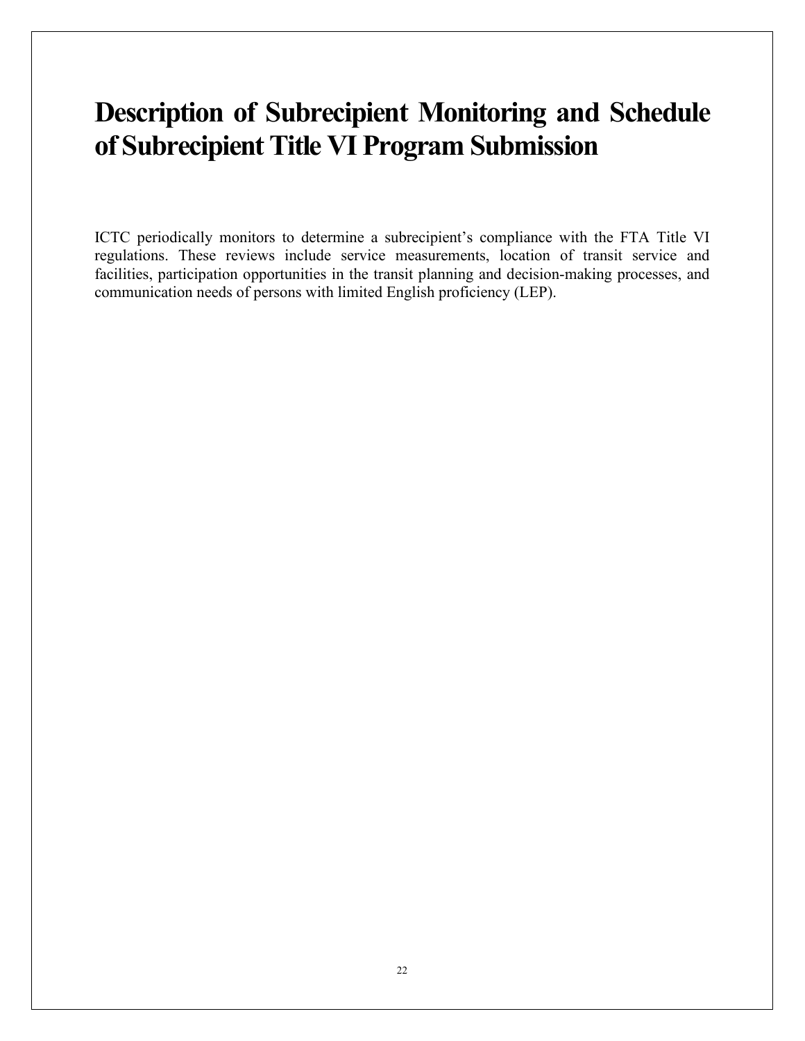# Description of Subrecipient Monitoring and Schedule of Subrecipient Title VI Program Submission

ICTC periodically monitors to determine a subrecipient's compliance with the FTA Title VI regulations. These reviews include service measurements, location of transit service and facilities, participation opportunities in the transit planning and decision-making processes, and communication needs of persons with limited English proficiency (LEP).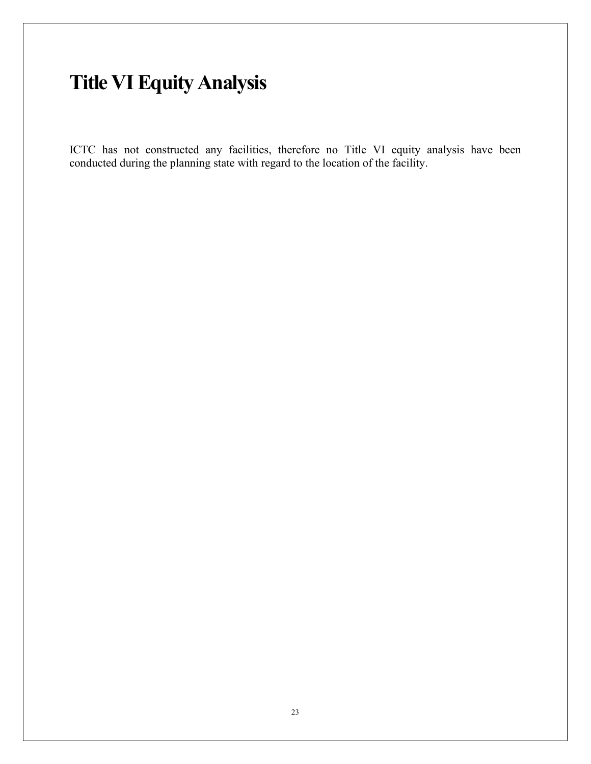# Title VI Equity Analysis

ICTC has not constructed any facilities, therefore no Title VI equity analysis have been conducted during the planning state with regard to the location of the facility.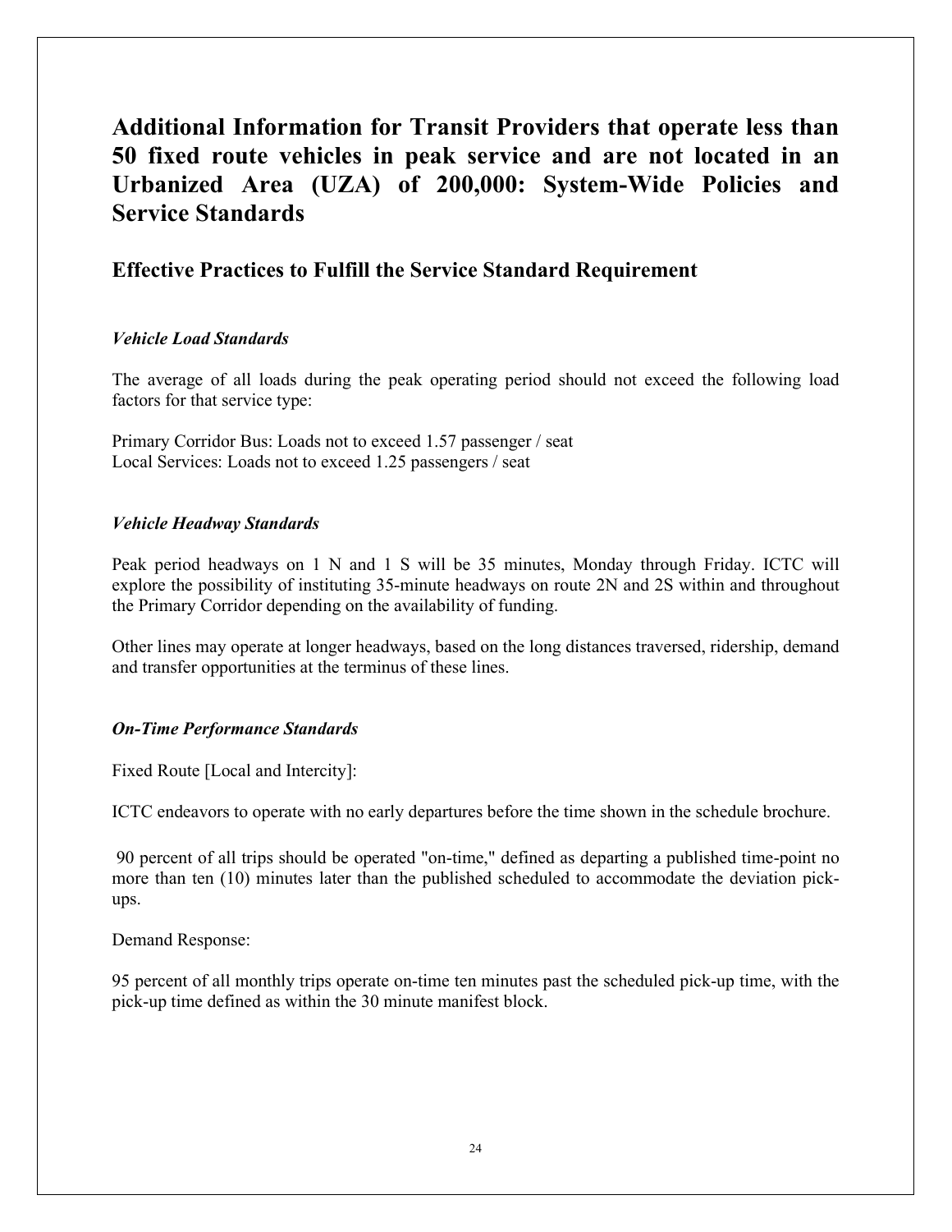# Additional Information for Transit Providers that operate less than 50 fixed route vehicles in peak service and are not located in an Urbanized Area (UZA) of 200,000: System-Wide Policies and Service Standards

## Effective Practices to Fulfill the Service Standard Requirement

### *Vehicle Load Standards*

The average of all loads during the peak operating period should not exceed the following load factors for that service type:

Primary Corridor Bus: Loads not to exceed 1.57 passenger / seat
Local Services: Loads not to exceed 1.25 passengers / seat

### *Vehicle Headway Standards*

Peak period headways on 1 N and 1 S will be 35 minutes, Monday through Friday. ICTC will explore the possibility of instituting 35-minute headways on route 2N and 2S within and throughout the Primary Corridor depending on the availability of funding.

Other lines may operate at longer headways, based on the long distances traversed, ridership, demand and transfer opportunities at the terminus of these lines.

### *On-Time Performance Standards*

Fixed Route [Local and Intercity]:

ICTC endeavors to operate with no early departures before the time shown in the schedule brochure.

90 percent of all trips should be operated "on-time," defined as departing a published time-point no more than ten (10) minutes later than the published scheduled to accommodate the deviation pick-ups.

Demand Response:

95 percent of all monthly trips operate on-time ten minutes past the scheduled pick-up time, with the pick-up time defined as within the 30 minute manifest block.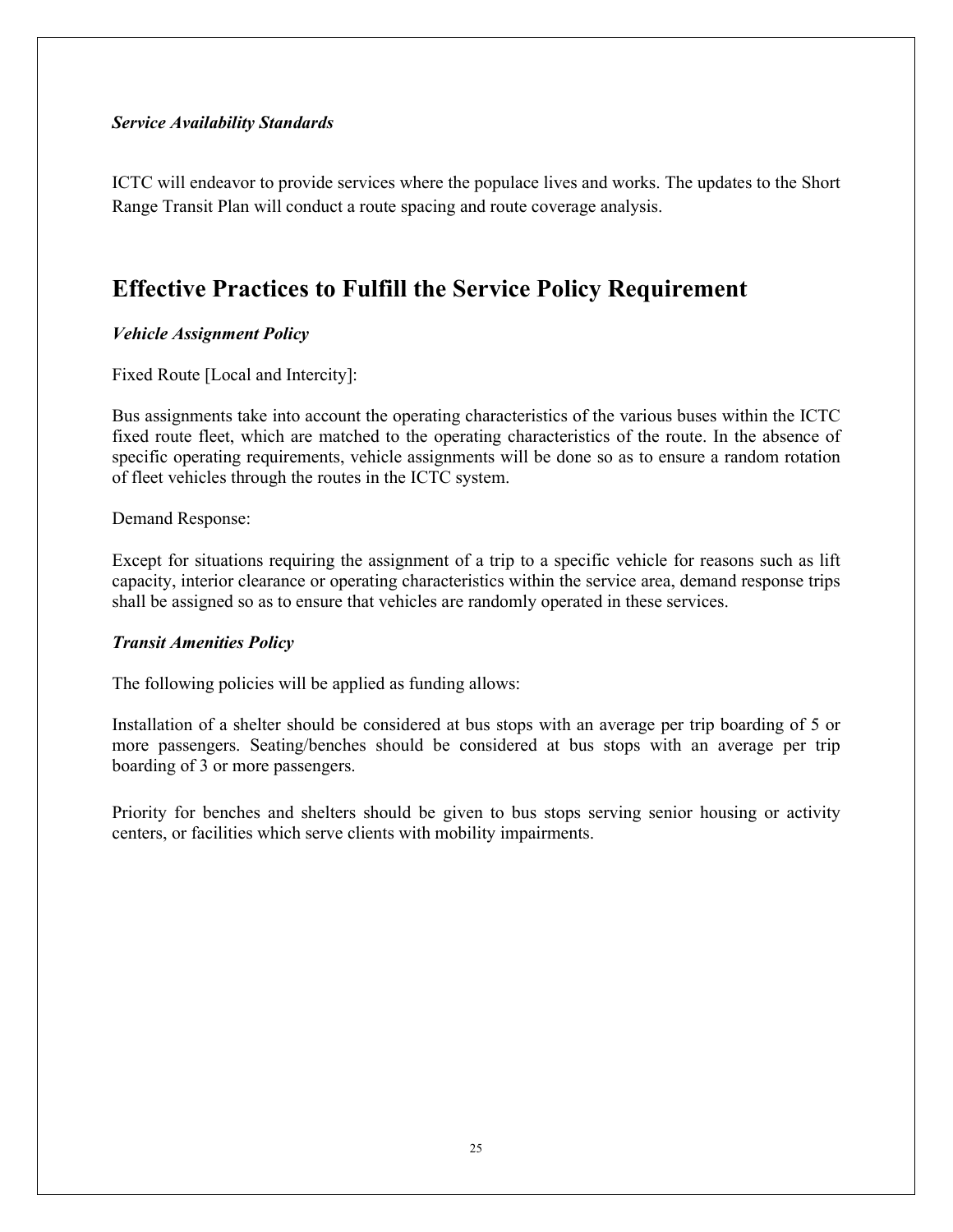***Service Availability Standards***

ICTC will endeavor to provide services where the populace lives and works. The updates to the Short Range Transit Plan will conduct a route spacing and route coverage analysis.

## Effective Practices to Fulfill the Service Policy Requirement

***Vehicle Assignment Policy***

Fixed Route [Local and Intercity]:

Bus assignments take into account the operating characteristics of the various buses within the ICTC fixed route fleet, which are matched to the operating characteristics of the route. In the absence of specific operating requirements, vehicle assignments will be done so as to ensure a random rotation of fleet vehicles through the routes in the ICTC system.

Demand Response:

Except for situations requiring the assignment of a trip to a specific vehicle for reasons such as lift capacity, interior clearance or operating characteristics within the service area, demand response trips shall be assigned so as to ensure that vehicles are randomly operated in these services.

***Transit Amenities Policy***

The following policies will be applied as funding allows:

Installation of a shelter should be considered at bus stops with an average per trip boarding of 5 or more passengers. Seating/benches should be considered at bus stops with an average per trip boarding of 3 or more passengers.

Priority for benches and shelters should be given to bus stops serving senior housing or activity centers, or facilities which serve clients with mobility impairments.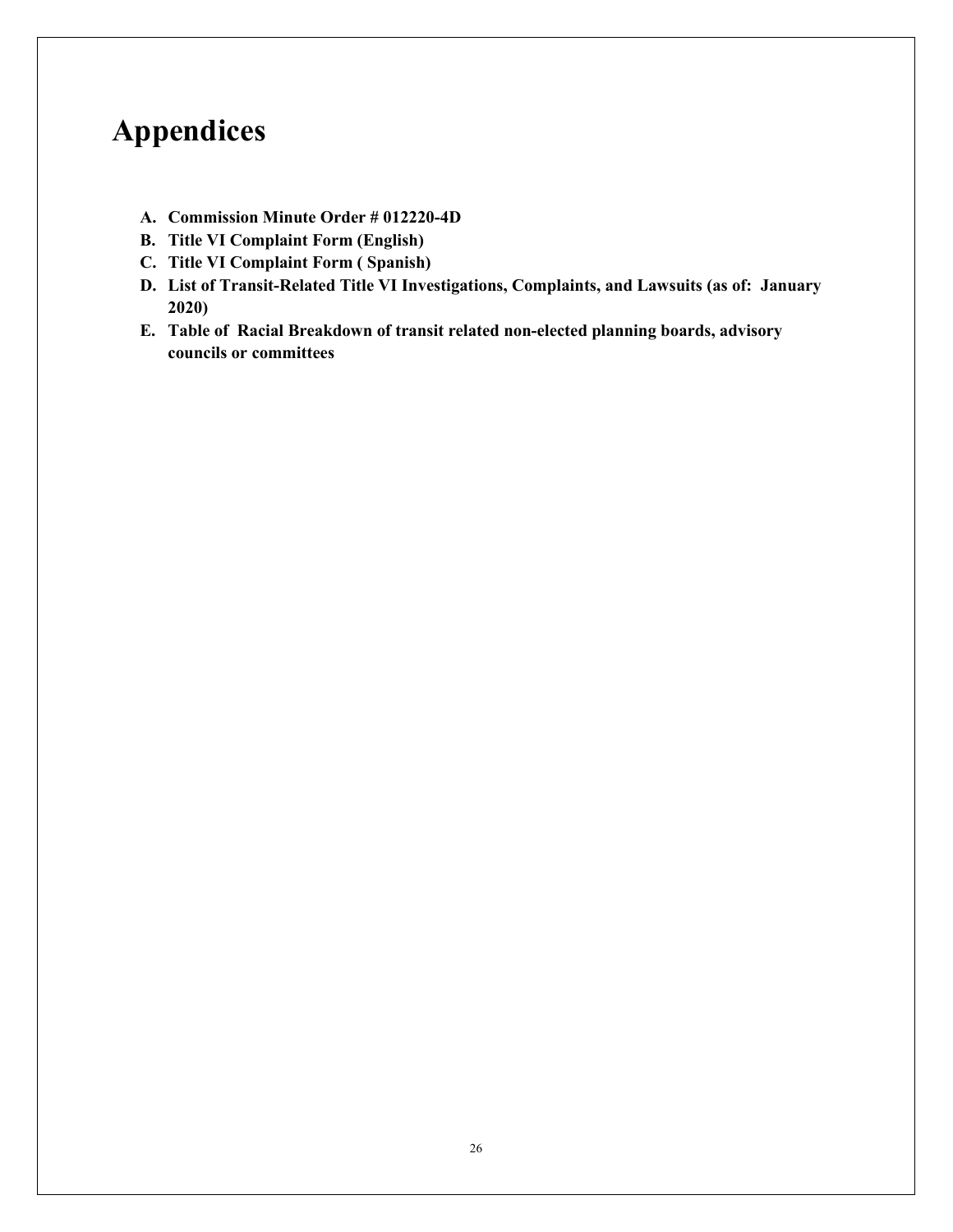# Appendices

- **A. Commission Minute Order # 012220-4D**
- **B. Title VI Complaint Form (English)**
- **C. Title VI Complaint Form ( Spanish)**
- **D. List of Transit-Related Title VI Investigations, Complaints, and Lawsuits (as of: January 2020)**
- **E. Table of Racial Breakdown of transit related non-elected planning boards, advisory councils or committees**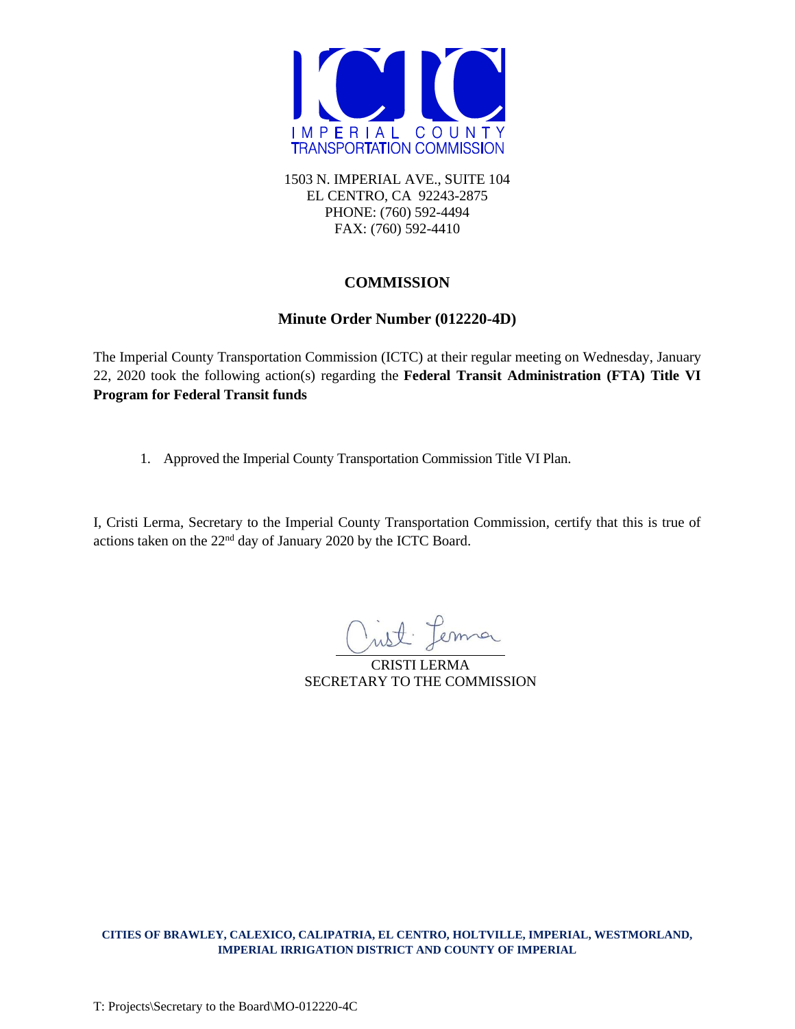ICTC

IMPERIAL COUNTY TRANSPORTATION COMMISSION

1503 N. IMPERIAL AVE., SUITE 104
EL CENTRO, CA 92243-2875
PHONE: (760) 592-4494
FAX: (760) 592-4410

## COMMISSION

### Minute Order Number (012220-4D)

The Imperial County Transportation Commission (ICTC) at their regular meeting on Wednesday, January 22, 2020 took the following action(s) regarding the **Federal Transit Administration (FTA) Title VI Program for Federal Transit funds**

1. Approved the Imperial County Transportation Commission Title VI Plan.

I, Cristi Lerma, Secretary to the Imperial County Transportation Commission, certify that this is true of actions taken on the 22nd day of January 2020 by the ICTC Board.

CRISTI LERMA
SECRETARY TO THE COMMISSION

**CITIES OF BRAWLEY, CALEXICO, CALIPATRIA, EL CENTRO, HOLTVILLE, IMPERIAL, WESTMORLAND, IMPERIAL IRRIGATION DISTRICT AND COUNTY OF IMPERIAL**

T: Projects\Secretary to the Board\MO-012220-4C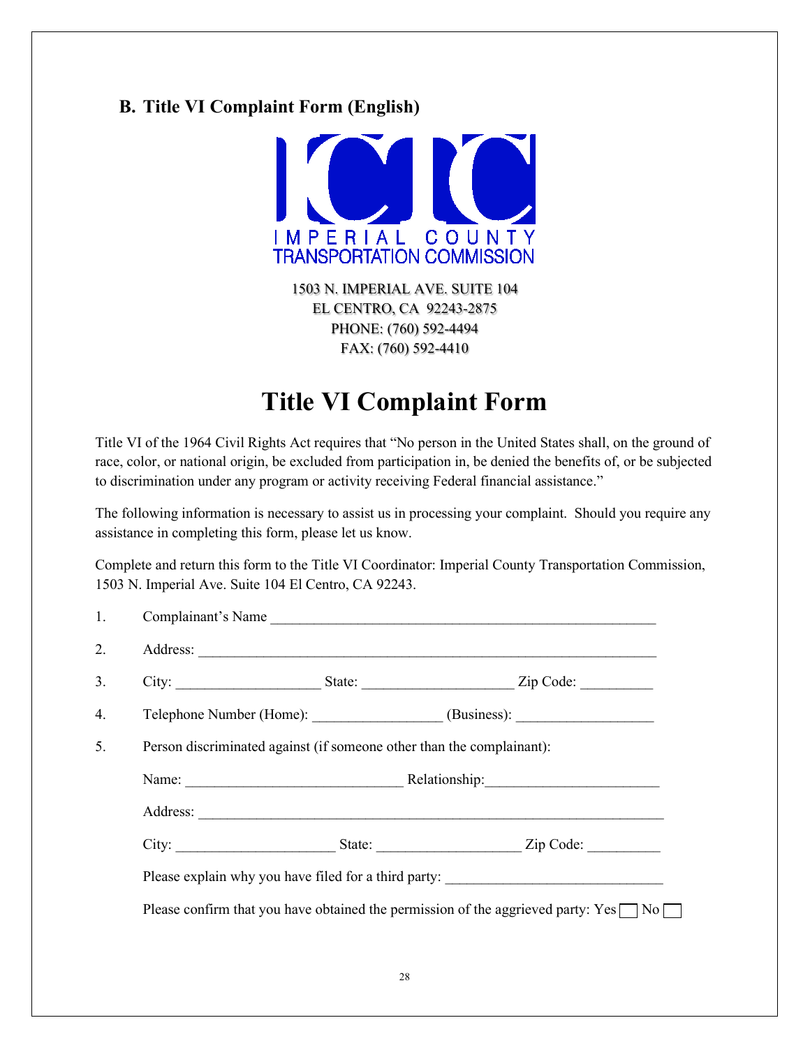## B. Title VI Complaint Form (English)

IMPERIAL COUNTY
TRANSPORTATION COMMISSION

1503 N. IMPERIAL AVE. SUITE 104
EL CENTRO, CA 92243-2875
PHONE: (760) 592-4494
FAX: (760) 592-4410

# Title VI Complaint Form

Title VI of the 1964 Civil Rights Act requires that "No person in the United States shall, on the ground of race, color, or national origin, be excluded from participation in, be denied the benefits of, or be subjected to discrimination under any program or activity receiving Federal financial assistance."

The following information is necessary to assist us in processing your complaint. Should you require any assistance in completing this form, please let us know.

Complete and return this form to the Title VI Coordinator: Imperial County Transportation Commission, 1503 N. Imperial Ave. Suite 104 El Centro, CA 92243.

1. Complainant's Name ______________________________________________________

2. Address: _____________________________________________________________

3. City: ___________________ State: ____________________ Zip Code: __________

4. Telephone Number (Home): _________________ (Business): __________________

5. Person discriminated against (if someone other than the complainant):

   Name: _____________________________ Relationship:_______________________

   Address: _____________________________________________________________

   City: _____________________ State: ___________________ Zip Code: __________

   Please explain why you have filed for a third party: ______________________________

   Please confirm that you have obtained the permission of the aggrieved party: Yes ☐ No ☐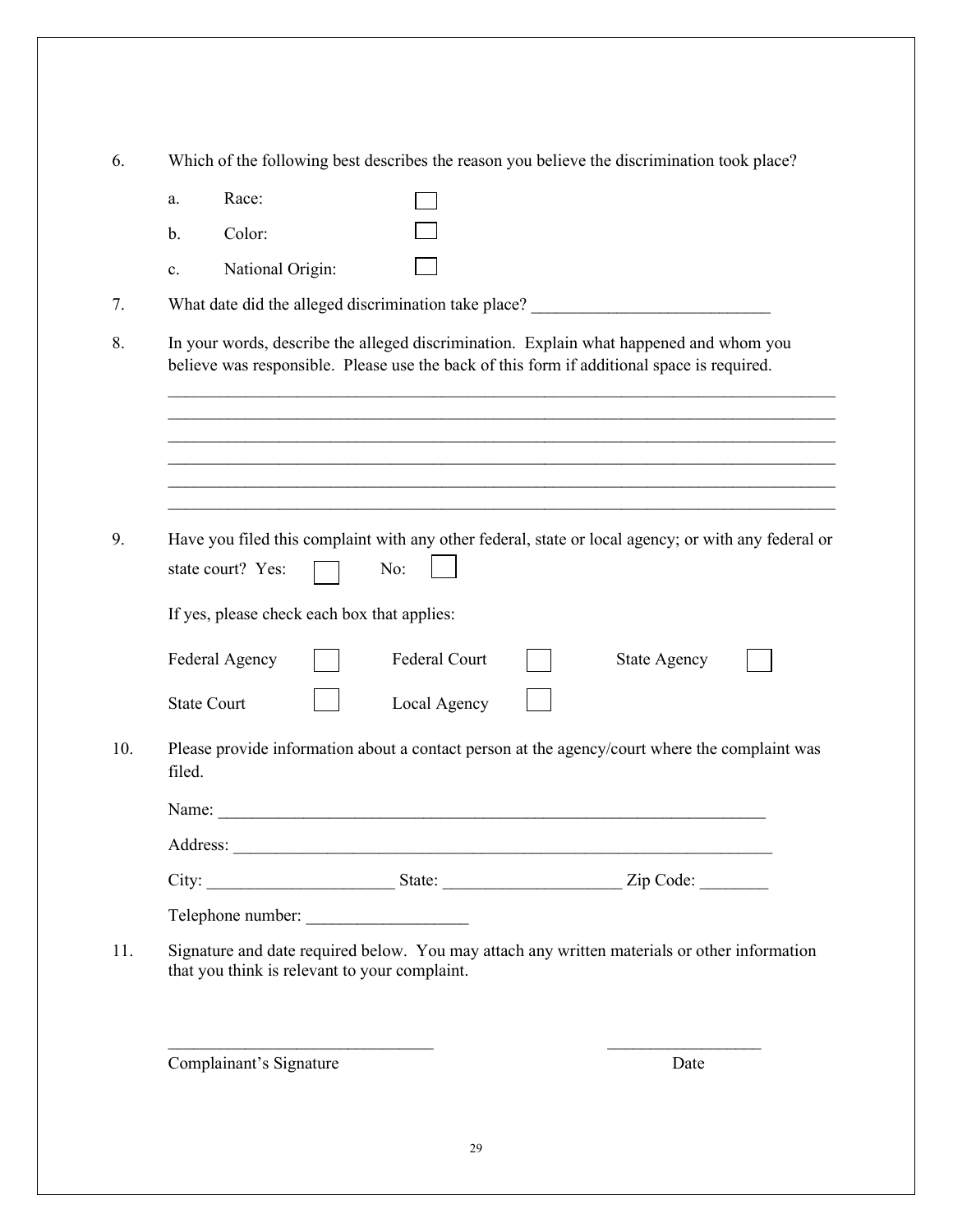6. Which of the following best describes the reason you believe the discrimination took place?

   a. Race: ☐

   b. Color: ☐

   c. National Origin: ☐

7. What date did the alleged discrimination take place? ___________________________

8. In your words, describe the alleged discrimination. Explain what happened and whom you believe was responsible. Please use the back of this form if additional space is required.

   ______________________________________________________________________________
   ______________________________________________________________________________
   ______________________________________________________________________________
   ______________________________________________________________________________
   ______________________________________________________________________________
   ______________________________________________________________________________

9. Have you filed this complaint with any other federal, state or local agency; or with any federal or state court? Yes: ☐ No: ☐

   If yes, please check each box that applies:

   Federal Agency ☐ Federal Court ☐ State Agency ☐

   State Court ☐ Local Agency ☐

10. Please provide information about a contact person at the agency/court where the complaint was filed.

    Name: _________________________________________________________________

    Address: _______________________________________________________________

    City: _____________________ State: ____________________ Zip Code: ________

    Telephone number: __________________

11. Signature and date required below. You may attach any written materials or other information that you think is relevant to your complaint.

    ______________________________ __________________

    Complainant's Signature Date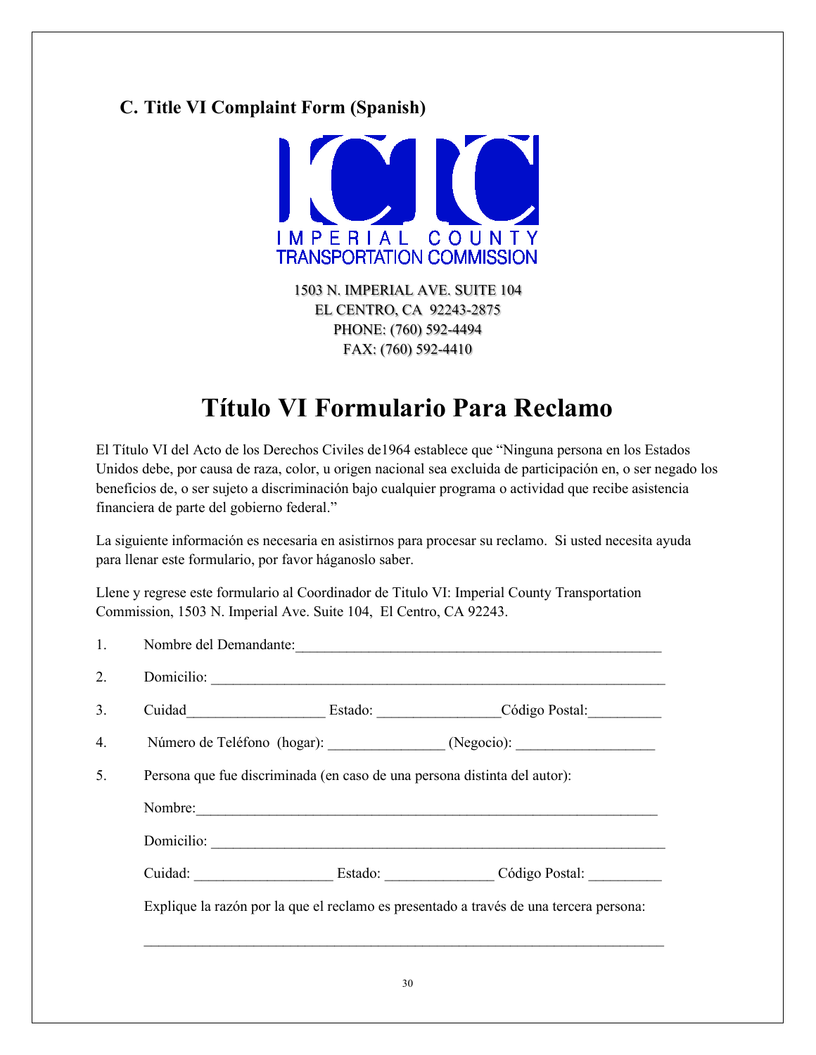## C. Title VI Complaint Form (Spanish)

IMPERIAL COUNTY
TRANSPORTATION COMMISSION

1503 N. IMPERIAL AVE. SUITE 104
EL CENTRO, CA 92243-2875
PHONE: (760) 592-4494
FAX: (760) 592-4410

# Título VI Formulario Para Reclamo

El Título VI del Acto de los Derechos Civiles de1964 establece que "Ninguna persona en los Estados Unidos debe, por causa de raza, color, u origen nacional sea excluida de participación en, o ser negado los beneficios de, o ser sujeto a discriminación bajo cualquier programa o actividad que recibe asistencia financiera de parte del gobierno federal."

La siguiente información es necesaria en asistirnos para procesar su reclamo. Si usted necesita ayuda para llenar este formulario, por favor háganoslo saber.

Llene y regrese este formulario al Coordinador de Titulo VI: Imperial County Transportation Commission, 1503 N. Imperial Ave. Suite 104, El Centro, CA 92243.

1. Nombre del Demandante:____________________________________________________

2. Domicilio: _________________________________________________________________

3. Cuidad___________________ Estado: ________________Código Postal:__________

4. Número de Teléfono (hogar): _______________ (Negocio): __________________

5. Persona que fue discriminada (en caso de una persona distinta del autor):

   Nombre:_________________________________________________________________

   Domicilio: _______________________________________________________________

   Cuidad: __________________ Estado: ______________ Código Postal: __________

   Explique la razón por la que el reclamo es presentado a través de una tercera persona:

   __________________________________________________________________________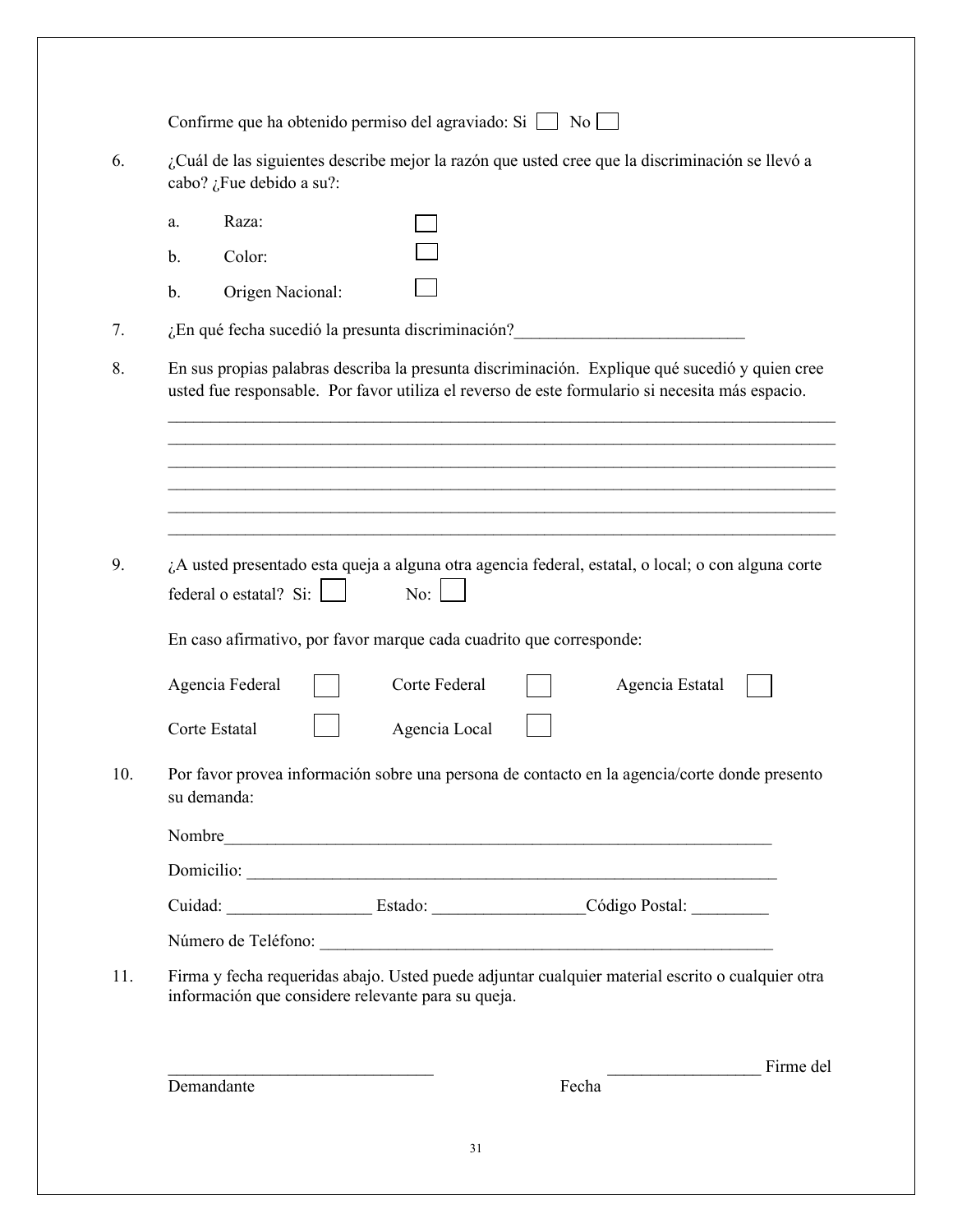Confirme que ha obtenido permiso del agraviado: Si ☐ No ☐

6. ¿Cuál de las siguientes describe mejor la razón que usted cree que la discriminación se llevó a cabo? ¿Fue debido a su?:

   a. Raza: ☐

   b. Color: ☐

   b. Origen Nacional: ☐

7. ¿En qué fecha sucedió la presunta discriminación?___________________________

8. En sus propias palabras describa la presunta discriminación. Explique qué sucedió y quien cree usted fue responsable. Por favor utiliza el reverso de este formulario si necesita más espacio.

   ________________________________________________________________________________
   ________________________________________________________________________________
   ________________________________________________________________________________
   ________________________________________________________________________________
   ________________________________________________________________________________
   ________________________________________________________________________________

9. ¿A usted presentado esta queja a alguna otra agencia federal, estatal, o local; o con alguna corte federal o estatal? Si: ☐ No: ☐

   En caso afirmativo, por favor marque cada cuadrito que corresponde:

   Agencia Federal ☐ Corte Federal ☐ Agencia Estatal ☐

   Corte Estatal ☐ Agencia Local ☐

10. Por favor provea información sobre una persona de contacto en la agencia/corte donde presento su demanda:

    Nombre___________________________________________________________________

    Domicilio: _______________________________________________________________

    Cuidad: ________________ Estado: _________________Código Postal: _________

    Número de Teléfono: ______________________________________________________

11. Firma y fecha requeridas abajo. Usted puede adjuntar cualquier material escrito o cualquier otra información que considere relevante para su queja.

    _______________________________ __________________ Firme del Demandante Fecha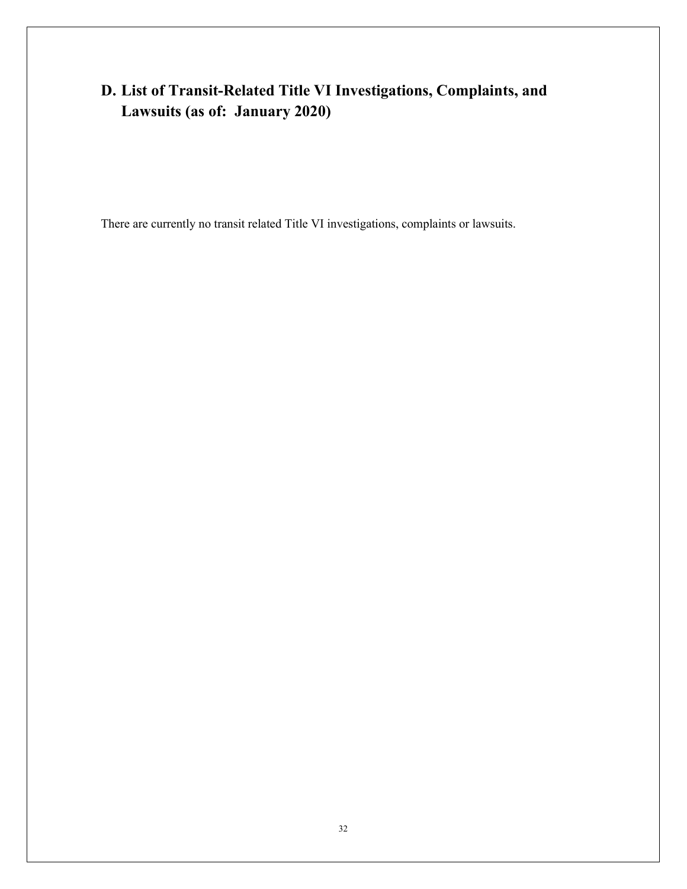## D. List of Transit-Related Title VI Investigations, Complaints, and Lawsuits (as of: January 2020)

There are currently no transit related Title VI investigations, complaints or lawsuits.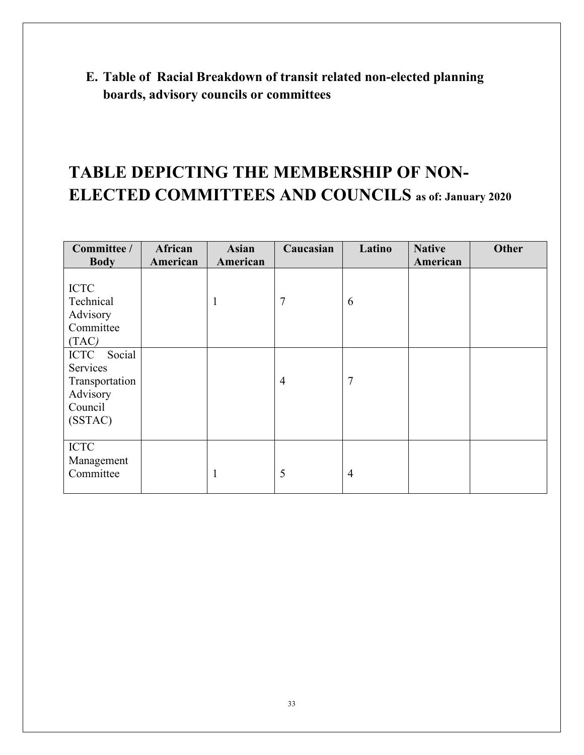**E. Table of Racial Breakdown of transit related non-elected planning boards, advisory councils or committees**

# TABLE DEPICTING THE MEMBERSHIP OF NON-ELECTED COMMITTEES AND COUNCILS as of: January 2020

| Committee / Body | African American | Asian American | Caucasian | Latino | Native American | Other |
|---|---|---|---|---|---|---|
| ICTC Technical Advisory Committee (TAC) | | 1 | 7 | 6 | | |
| ICTC Social Services Transportation Advisory Council (SSTAC) | | | 4 | 7 | | |
| ICTC Management Committee | | 1 | 5 | 4 | | |